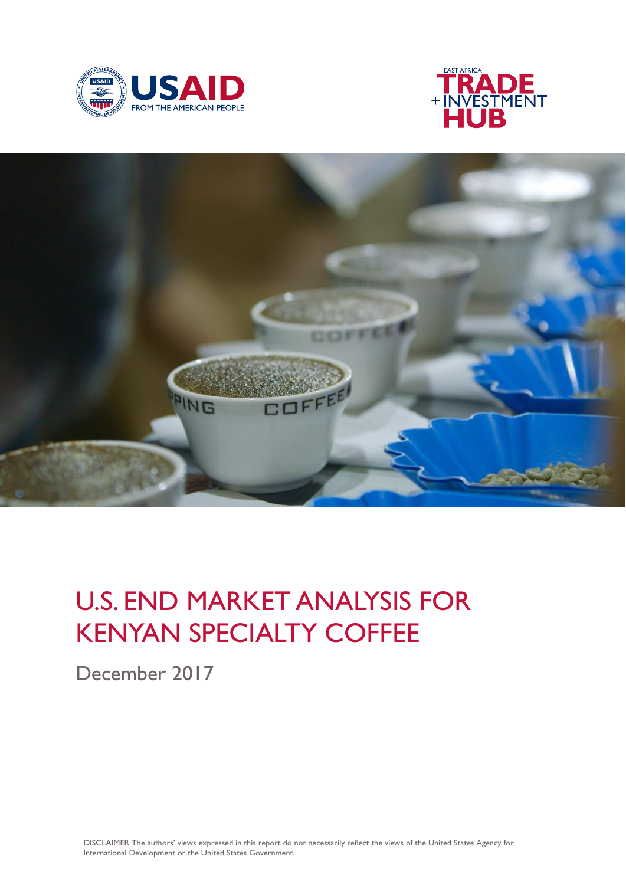# U.S. END MARKET ANALYSIS FOR KENYAN SPECIALTY COFFEE

December 2017

DISCLAIMER The authors' views expressed in this report do not necessarily reflect the views of the United States Agency for International Development or the United States Government.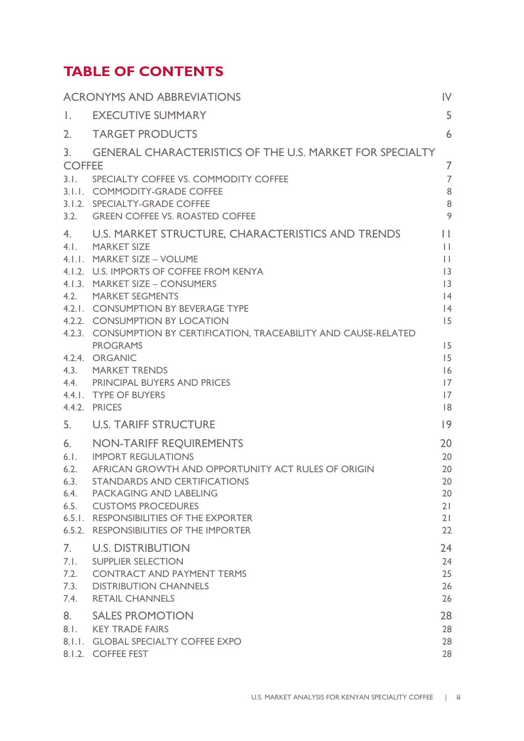# TABLE OF CONTENTS

| | | |
|---|---|---|
| ACRONYMS AND ABBREVIATIONS | | IV |
| I. | EXECUTIVE SUMMARY | 5 |
| 2. | TARGET PRODUCTS | 6 |
| 3. | GENERAL CHARACTERISTICS OF THE U.S. MARKET FOR SPECIALTY COFFEE | 7 |
| 3.1. | SPECIALTY COFFEE VS. COMMODITY COFFEE | 7 |
| 3.1.1. | COMMODITY-GRADE COFFEE | 8 |
| 3.1.2. | SPECIALTY-GRADE COFFEE | 8 |
| 3.2. | GREEN COFFEE VS. ROASTED COFFEE | 9 |
| 4. | U.S. MARKET STRUCTURE, CHARACTERISTICS AND TRENDS | 11 |
| 4.1. | MARKET SIZE | 11 |
| 4.1.1. | MARKET SIZE – VOLUME | 11 |
| 4.1.2. | U.S. IMPORTS OF COFFEE FROM KENYA | 13 |
| 4.1.3. | MARKET SIZE – CONSUMERS | 13 |
| 4.2. | MARKET SEGMENTS | 14 |
| 4.2.1. | CONSUMPTION BY BEVERAGE TYPE | 14 |
| 4.2.2. | CONSUMPTION BY LOCATION | 15 |
| 4.2.3. | CONSUMPTION BY CERTIFICATION, TRACEABILITY AND CAUSE-RELATED PROGRAMS | 15 |
| 4.2.4. | ORGANIC | 15 |
| 4.3. | MARKET TRENDS | 16 |
| 4.4. | PRINCIPAL BUYERS AND PRICES | 17 |
| 4.4.1. | TYPE OF BUYERS | 17 |
| 4.4.2. | PRICES | 18 |
| 5. | U.S. TARIFF STRUCTURE | 19 |
| 6. | NON-TARIFF REQUIREMENTS | 20 |
| 6.1. | IMPORT REGULATIONS | 20 |
| 6.2. | AFRICAN GROWTH AND OPPORTUNITY ACT RULES OF ORIGIN | 20 |
| 6.3. | STANDARDS AND CERTIFICATIONS | 20 |
| 6.4. | PACKAGING AND LABELING | 20 |
| 6.5. | CUSTOMS PROCEDURES | 21 |
| 6.5.1. | RESPONSIBILITIES OF THE EXPORTER | 21 |
| 6.5.2. | RESPONSIBILITIES OF THE IMPORTER | 22 |
| 7. | U.S. DISTRIBUTION | 24 |
| 7.1. | SUPPLIER SELECTION | 24 |
| 7.2. | CONTRACT AND PAYMENT TERMS | 25 |
| 7.3. | DISTRIBUTION CHANNELS | 26 |
| 7.4. | RETAIL CHANNELS | 26 |
| 8. | SALES PROMOTION | 28 |
| 8.1. | KEY TRADE FAIRS | 28 |
| 8.1.1. | GLOBAL SPECIALTY COFFEE EXPO | 28 |
| 8.1.2. | COFFEE FEST | 28 |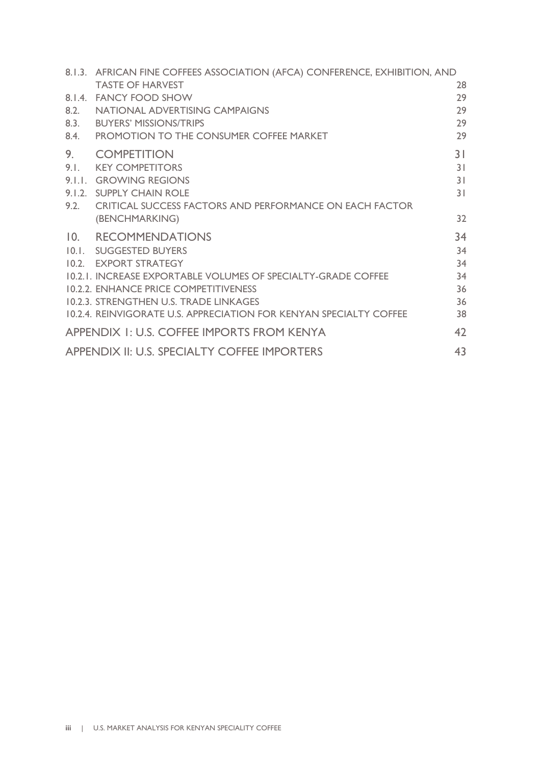8.1.3. AFRICAN FINE COFFEES ASSOCIATION (AFCA) CONFERENCE, EXHIBITION, AND TASTE OF HARVEST 28
8.1.4. FANCY FOOD SHOW 29
8.2. NATIONAL ADVERTISING CAMPAIGNS 29
8.3. BUYERS' MISSIONS/TRIPS 29
8.4. PROMOTION TO THE CONSUMER COFFEE MARKET 29

9. COMPETITION 31
9.1. KEY COMPETITORS 31
9.1.1. GROWING REGIONS 31
9.1.2. SUPPLY CHAIN ROLE 31
9.2. CRITICAL SUCCESS FACTORS AND PERFORMANCE ON EACH FACTOR (BENCHMARKING) 32

10. RECOMMENDATIONS 34
10.1. SUGGESTED BUYERS 34
10.2. EXPORT STRATEGY 34
10.2.1. INCREASE EXPORTABLE VOLUMES OF SPECIALTY-GRADE COFFEE 34
10.2.2. ENHANCE PRICE COMPETITIVENESS 36
10.2.3. STRENGTHEN U.S. TRADE LINKAGES 36
10.2.4. REINVIGORATE U.S. APPRECIATION FOR KENYAN SPECIALTY COFFEE 38

APPENDIX I: U.S. COFFEE IMPORTS FROM KENYA 42

APPENDIX II: U.S. SPECIALTY COFFEE IMPORTERS 43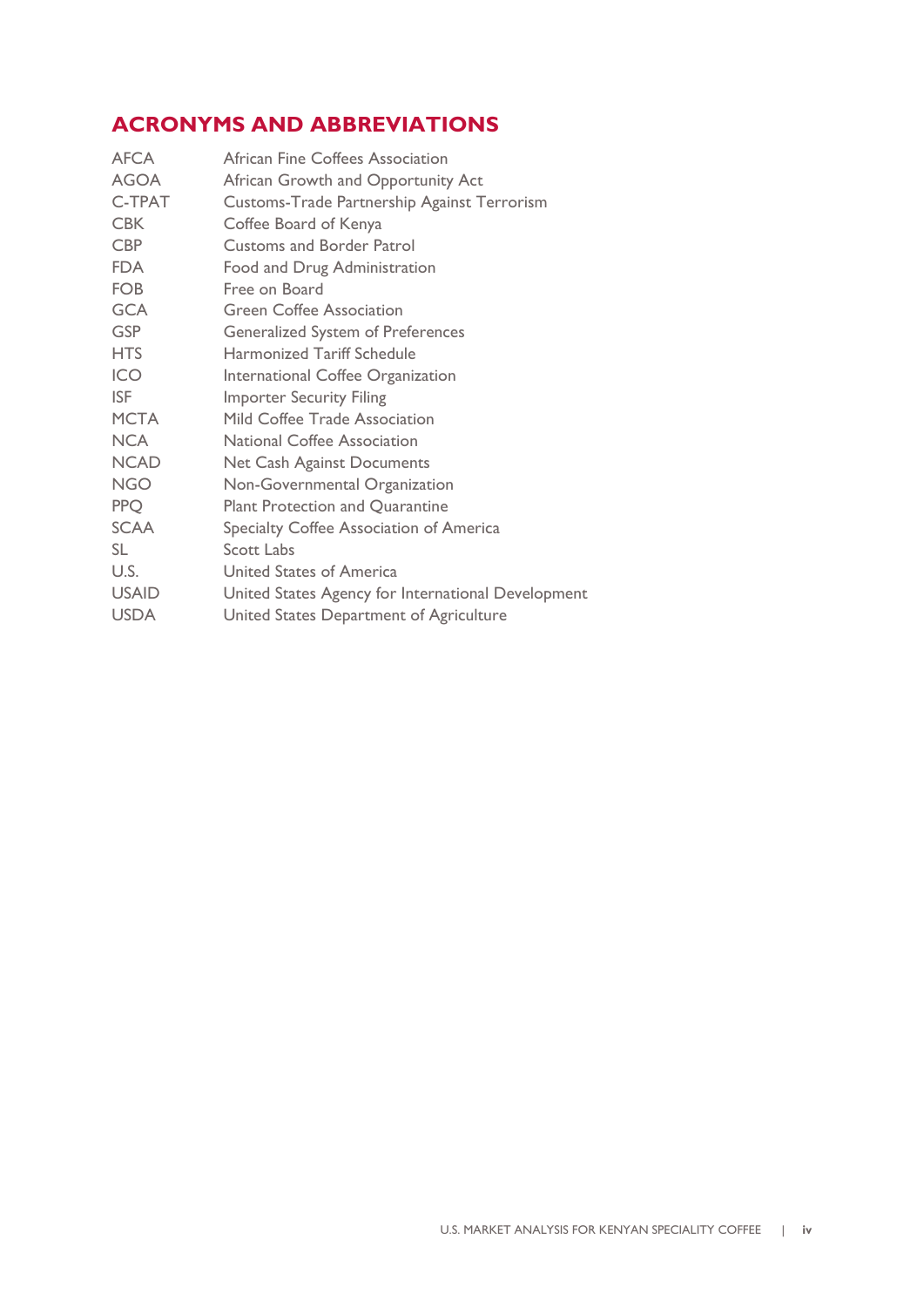## ACRONYMS AND ABBREVIATIONS

| | |
|---|---|
| AFCA | African Fine Coffees Association |
| AGOA | African Growth and Opportunity Act |
| C-TPAT | Customs-Trade Partnership Against Terrorism |
| CBK | Coffee Board of Kenya |
| CBP | Customs and Border Patrol |
| FDA | Food and Drug Administration |
| FOB | Free on Board |
| GCA | Green Coffee Association |
| GSP | Generalized System of Preferences |
| HTS | Harmonized Tariff Schedule |
| ICO | International Coffee Organization |
| ISF | Importer Security Filing |
| MCTA | Mild Coffee Trade Association |
| NCA | National Coffee Association |
| NCAD | Net Cash Against Documents |
| NGO | Non-Governmental Organization |
| PPQ | Plant Protection and Quarantine |
| SCAA | Specialty Coffee Association of America |
| SL | Scott Labs |
| U.S. | United States of America |
| USAID | United States Agency for International Development |
| USDA | United States Department of Agriculture |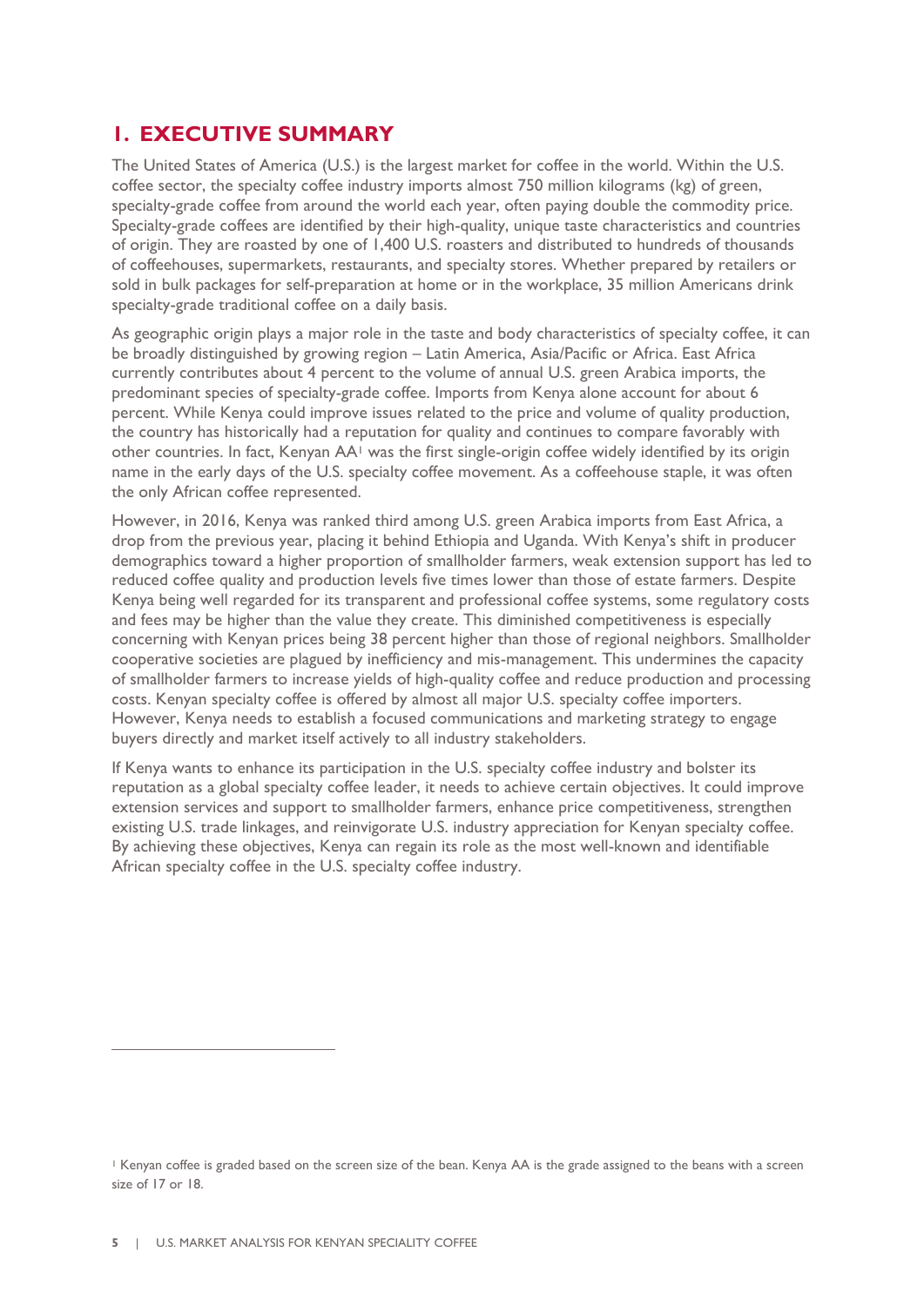# 1. EXECUTIVE SUMMARY

The United States of America (U.S.) is the largest market for coffee in the world. Within the U.S. coffee sector, the specialty coffee industry imports almost 750 million kilograms (kg) of green, specialty-grade coffee from around the world each year, often paying double the commodity price. Specialty-grade coffees are identified by their high-quality, unique taste characteristics and countries of origin. They are roasted by one of 1,400 U.S. roasters and distributed to hundreds of thousands of coffeehouses, supermarkets, restaurants, and specialty stores. Whether prepared by retailers or sold in bulk packages for self-preparation at home or in the workplace, 35 million Americans drink specialty-grade traditional coffee on a daily basis.

As geographic origin plays a major role in the taste and body characteristics of specialty coffee, it can be broadly distinguished by growing region – Latin America, Asia/Pacific or Africa. East Africa currently contributes about 4 percent to the volume of annual U.S. green Arabica imports, the predominant species of specialty-grade coffee. Imports from Kenya alone account for about 6 percent. While Kenya could improve issues related to the price and volume of quality production, the country has historically had a reputation for quality and continues to compare favorably with other countries. In fact, Kenyan AA[1] was the first single-origin coffee widely identified by its origin name in the early days of the U.S. specialty coffee movement. As a coffeehouse staple, it was often the only African coffee represented.

However, in 2016, Kenya was ranked third among U.S. green Arabica imports from East Africa, a drop from the previous year, placing it behind Ethiopia and Uganda. With Kenya's shift in producer demographics toward a higher proportion of smallholder farmers, weak extension support has led to reduced coffee quality and production levels five times lower than those of estate farmers. Despite Kenya being well regarded for its transparent and professional coffee systems, some regulatory costs and fees may be higher than the value they create. This diminished competitiveness is especially concerning with Kenyan prices being 38 percent higher than those of regional neighbors. Smallholder cooperative societies are plagued by inefficiency and mis-management. This undermines the capacity of smallholder farmers to increase yields of high-quality coffee and reduce production and processing costs. Kenyan specialty coffee is offered by almost all major U.S. specialty coffee importers. However, Kenya needs to establish a focused communications and marketing strategy to engage buyers directly and market itself actively to all industry stakeholders.

If Kenya wants to enhance its participation in the U.S. specialty coffee industry and bolster its reputation as a global specialty coffee leader, it needs to achieve certain objectives. It could improve extension services and support to smallholder farmers, enhance price competitiveness, strengthen existing U.S. trade linkages, and reinvigorate U.S. industry appreciation for Kenyan specialty coffee. By achieving these objectives, Kenya can regain its role as the most well-known and identifiable African specialty coffee in the U.S. specialty coffee industry.

---

[1] Kenyan coffee is graded based on the screen size of the bean. Kenya AA is the grade assigned to the beans with a screen size of 17 or 18.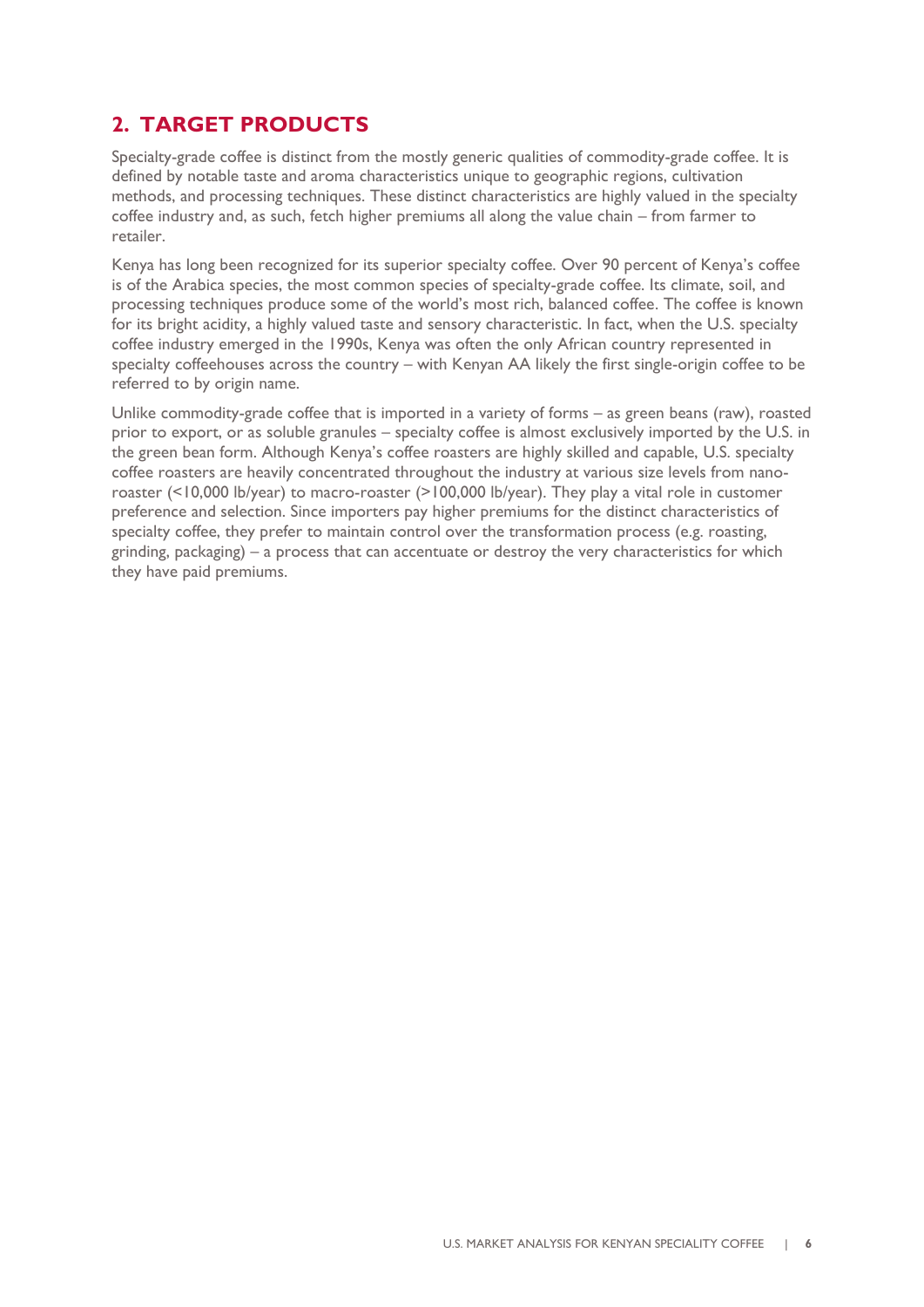## 2. TARGET PRODUCTS

Specialty-grade coffee is distinct from the mostly generic qualities of commodity-grade coffee. It is defined by notable taste and aroma characteristics unique to geographic regions, cultivation methods, and processing techniques. These distinct characteristics are highly valued in the specialty coffee industry and, as such, fetch higher premiums all along the value chain – from farmer to retailer.

Kenya has long been recognized for its superior specialty coffee. Over 90 percent of Kenya's coffee is of the Arabica species, the most common species of specialty-grade coffee. Its climate, soil, and processing techniques produce some of the world's most rich, balanced coffee. The coffee is known for its bright acidity, a highly valued taste and sensory characteristic. In fact, when the U.S. specialty coffee industry emerged in the 1990s, Kenya was often the only African country represented in specialty coffeehouses across the country – with Kenyan AA likely the first single-origin coffee to be referred to by origin name.

Unlike commodity-grade coffee that is imported in a variety of forms – as green beans (raw), roasted prior to export, or as soluble granules – specialty coffee is almost exclusively imported by the U.S. in the green bean form. Although Kenya's coffee roasters are highly skilled and capable, U.S. specialty coffee roasters are heavily concentrated throughout the industry at various size levels from nano-roaster (<10,000 lb/year) to macro-roaster (>100,000 lb/year). They play a vital role in customer preference and selection. Since importers pay higher premiums for the distinct characteristics of specialty coffee, they prefer to maintain control over the transformation process (e.g. roasting, grinding, packaging) – a process that can accentuate or destroy the very characteristics for which they have paid premiums.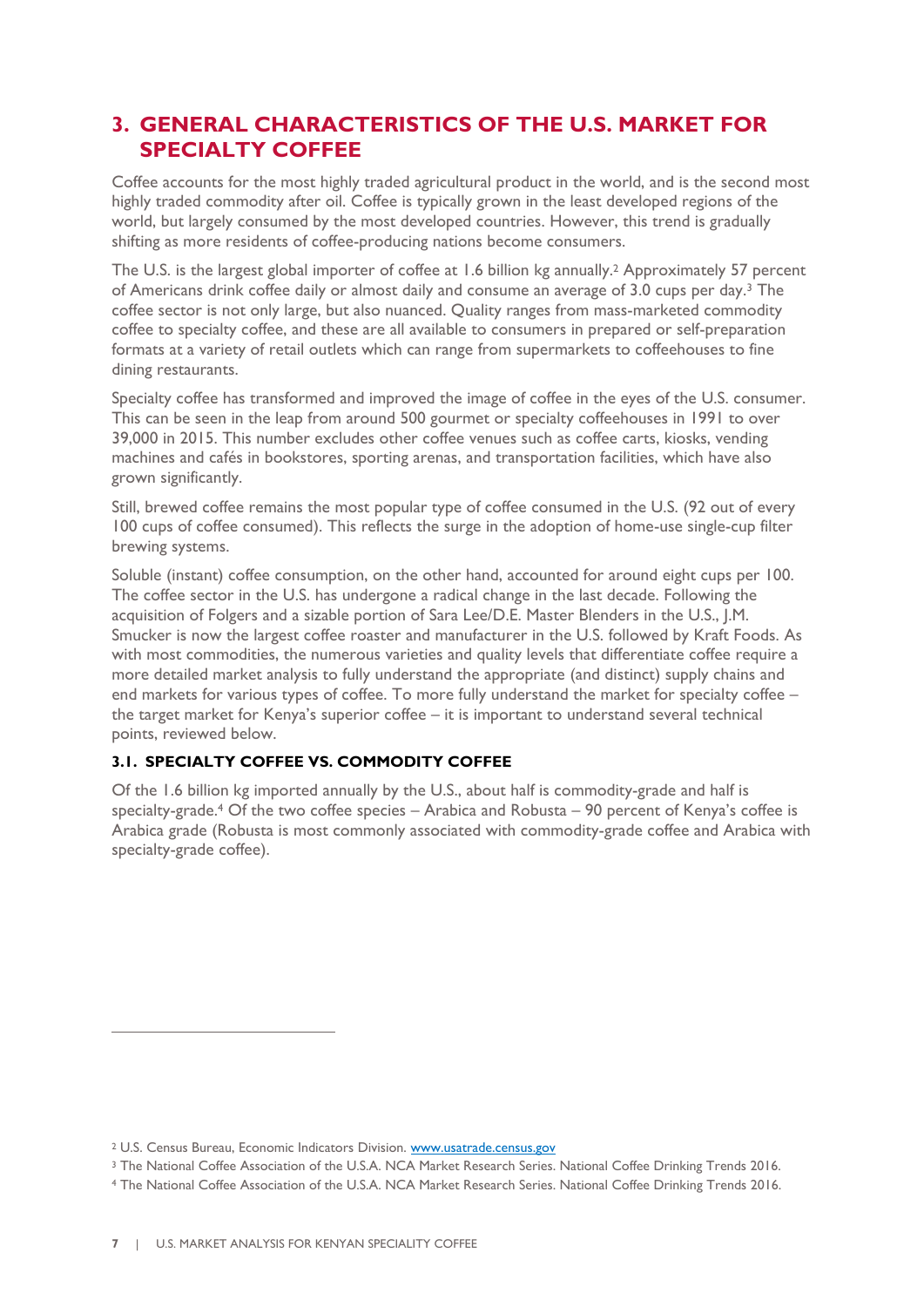## 3. GENERAL CHARACTERISTICS OF THE U.S. MARKET FOR SPECIALTY COFFEE

Coffee accounts for the most highly traded agricultural product in the world, and is the second most highly traded commodity after oil. Coffee is typically grown in the least developed regions of the world, but largely consumed by the most developed countries. However, this trend is gradually shifting as more residents of coffee-producing nations become consumers.

The U.S. is the largest global importer of coffee at 1.6 billion kg annually.[2] Approximately 57 percent of Americans drink coffee daily or almost daily and consume an average of 3.0 cups per day.[3] The coffee sector is not only large, but also nuanced. Quality ranges from mass-marketed commodity coffee to specialty coffee, and these are all available to consumers in prepared or self-preparation formats at a variety of retail outlets which can range from supermarkets to coffeehouses to fine dining restaurants.

Specialty coffee has transformed and improved the image of coffee in the eyes of the U.S. consumer. This can be seen in the leap from around 500 gourmet or specialty coffeehouses in 1991 to over 39,000 in 2015. This number excludes other coffee venues such as coffee carts, kiosks, vending machines and cafés in bookstores, sporting arenas, and transportation facilities, which have also grown significantly.

Still, brewed coffee remains the most popular type of coffee consumed in the U.S. (92 out of every 100 cups of coffee consumed). This reflects the surge in the adoption of home-use single-cup filter brewing systems.

Soluble (instant) coffee consumption, on the other hand, accounted for around eight cups per 100. The coffee sector in the U.S. has undergone a radical change in the last decade. Following the acquisition of Folgers and a sizable portion of Sara Lee/D.E. Master Blenders in the U.S., J.M. Smucker is now the largest coffee roaster and manufacturer in the U.S. followed by Kraft Foods. As with most commodities, the numerous varieties and quality levels that differentiate coffee require a more detailed market analysis to fully understand the appropriate (and distinct) supply chains and end markets for various types of coffee. To more fully understand the market for specialty coffee – the target market for Kenya's superior coffee – it is important to understand several technical points, reviewed below.

### 3.1. SPECIALTY COFFEE VS. COMMODITY COFFEE

Of the 1.6 billion kg imported annually by the U.S., about half is commodity-grade and half is specialty-grade.[4] Of the two coffee species – Arabica and Robusta – 90 percent of Kenya's coffee is Arabica grade (Robusta is most commonly associated with commodity-grade coffee and Arabica with specialty-grade coffee).

---

[2] U.S. Census Bureau, Economic Indicators Division. www.usatrade.census.gov

[3] The National Coffee Association of the U.S.A. NCA Market Research Series. National Coffee Drinking Trends 2016.

[4] The National Coffee Association of the U.S.A. NCA Market Research Series. National Coffee Drinking Trends 2016.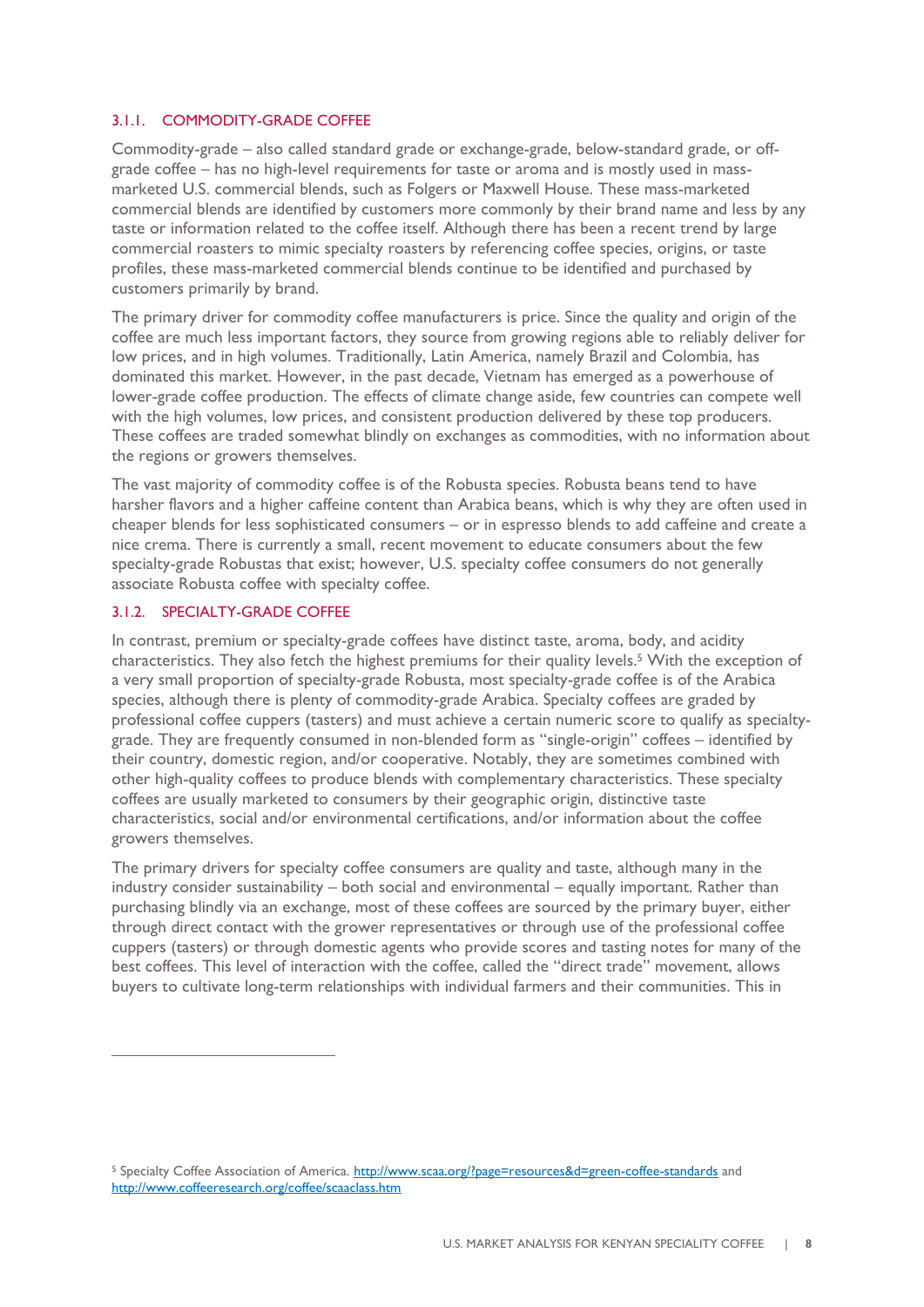### 3.1.1. COMMODITY-GRADE COFFEE

Commodity-grade – also called standard grade or exchange-grade, below-standard grade, or off-grade coffee – has no high-level requirements for taste or aroma and is mostly used in mass-marketed U.S. commercial blends, such as Folgers or Maxwell House. These mass-marketed commercial blends are identified by customers more commonly by their brand name and less by any taste or information related to the coffee itself. Although there has been a recent trend by large commercial roasters to mimic specialty roasters by referencing coffee species, origins, or taste profiles, these mass-marketed commercial blends continue to be identified and purchased by customers primarily by brand.

The primary driver for commodity coffee manufacturers is price. Since the quality and origin of the coffee are much less important factors, they source from growing regions able to reliably deliver for low prices, and in high volumes. Traditionally, Latin America, namely Brazil and Colombia, has dominated this market. However, in the past decade, Vietnam has emerged as a powerhouse of lower-grade coffee production. The effects of climate change aside, few countries can compete well with the high volumes, low prices, and consistent production delivered by these top producers. These coffees are traded somewhat blindly on exchanges as commodities, with no information about the regions or growers themselves.

The vast majority of commodity coffee is of the Robusta species. Robusta beans tend to have harsher flavors and a higher caffeine content than Arabica beans, which is why they are often used in cheaper blends for less sophisticated consumers – or in espresso blends to add caffeine and create a nice crema. There is currently a small, recent movement to educate consumers about the few specialty-grade Robustas that exist; however, U.S. specialty coffee consumers do not generally associate Robusta coffee with specialty coffee.

### 3.1.2. SPECIALTY-GRADE COFFEE

In contrast, premium or specialty-grade coffees have distinct taste, aroma, body, and acidity characteristics. They also fetch the highest premiums for their quality levels.[5] With the exception of a very small proportion of specialty-grade Robusta, most specialty-grade coffee is of the Arabica species, although there is plenty of commodity-grade Arabica. Specialty coffees are graded by professional coffee cuppers (tasters) and must achieve a certain numeric score to qualify as specialty-grade. They are frequently consumed in non-blended form as "single-origin" coffees – identified by their country, domestic region, and/or cooperative. Notably, they are sometimes combined with other high-quality coffees to produce blends with complementary characteristics. These specialty coffees are usually marketed to consumers by their geographic origin, distinctive taste characteristics, social and/or environmental certifications, and/or information about the coffee growers themselves.

The primary drivers for specialty coffee consumers are quality and taste, although many in the industry consider sustainability – both social and environmental – equally important. Rather than purchasing blindly via an exchange, most of these coffees are sourced by the primary buyer, either through direct contact with the grower representatives or through use of the professional coffee cuppers (tasters) or through domestic agents who provide scores and tasting notes for many of the best coffees. This level of interaction with the coffee, called the "direct trade" movement, allows buyers to cultivate long-term relationships with individual farmers and their communities. This in

---

[5] Specialty Coffee Association of America. http://www.scaa.org/?page=resources&d=green-coffee-standards and http://www.coffeeresearch.org/coffee/scaaclass.htm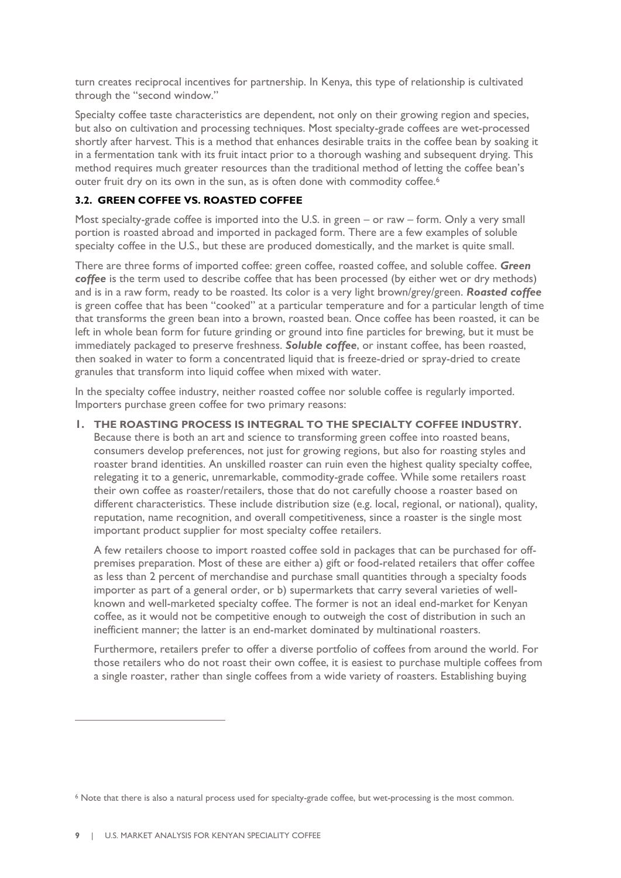turn creates reciprocal incentives for partnership. In Kenya, this type of relationship is cultivated through the "second window."

Specialty coffee taste characteristics are dependent, not only on their growing region and species, but also on cultivation and processing techniques. Most specialty-grade coffees are wet-processed shortly after harvest. This is a method that enhances desirable traits in the coffee bean by soaking it in a fermentation tank with its fruit intact prior to a thorough washing and subsequent drying. This method requires much greater resources than the traditional method of letting the coffee bean's outer fruit dry on its own in the sun, as is often done with commodity coffee.[6]

### 3.2. GREEN COFFEE VS. ROASTED COFFEE

Most specialty-grade coffee is imported into the U.S. in green – or raw – form. Only a very small portion is roasted abroad and imported in packaged form. There are a few examples of soluble specialty coffee in the U.S., but these are produced domestically, and the market is quite small.

There are three forms of imported coffee: green coffee, roasted coffee, and soluble coffee. ***Green coffee*** is the term used to describe coffee that has been processed (by either wet or dry methods) and is in a raw form, ready to be roasted. Its color is a very light brown/grey/green. ***Roasted coffee*** is green coffee that has been "cooked" at a particular temperature and for a particular length of time that transforms the green bean into a brown, roasted bean. Once coffee has been roasted, it can be left in whole bean form for future grinding or ground into fine particles for brewing, but it must be immediately packaged to preserve freshness. ***Soluble coffee***, or instant coffee, has been roasted, then soaked in water to form a concentrated liquid that is freeze-dried or spray-dried to create granules that transform into liquid coffee when mixed with water.

In the specialty coffee industry, neither roasted coffee nor soluble coffee is regularly imported. Importers purchase green coffee for two primary reasons:

1. **THE ROASTING PROCESS IS INTEGRAL TO THE SPECIALTY COFFEE INDUSTRY.** Because there is both an art and science to transforming green coffee into roasted beans, consumers develop preferences, not just for growing regions, but also for roasting styles and roaster brand identities. An unskilled roaster can ruin even the highest quality specialty coffee, relegating it to a generic, unremarkable, commodity-grade coffee. While some retailers roast their own coffee as roaster/retailers, those that do not carefully choose a roaster based on different characteristics. These include distribution size (e.g. local, regional, or national), quality, reputation, name recognition, and overall competitiveness, since a roaster is the single most important product supplier for most specialty coffee retailers.

   A few retailers choose to import roasted coffee sold in packages that can be purchased for off-premises preparation. Most of these are either a) gift or food-related retailers that offer coffee as less than 2 percent of merchandise and purchase small quantities through a specialty foods importer as part of a general order, or b) supermarkets that carry several varieties of well-known and well-marketed specialty coffee. The former is not an ideal end-market for Kenyan coffee, as it would not be competitive enough to outweigh the cost of distribution in such an inefficient manner; the latter is an end-market dominated by multinational roasters.

   Furthermore, retailers prefer to offer a diverse portfolio of coffees from around the world. For those retailers who do not roast their own coffee, it is easiest to purchase multiple coffees from a single roaster, rather than single coffees from a wide variety of roasters. Establishing buying

---

[6] Note that there is also a natural process used for specialty-grade coffee, but wet-processing is the most common.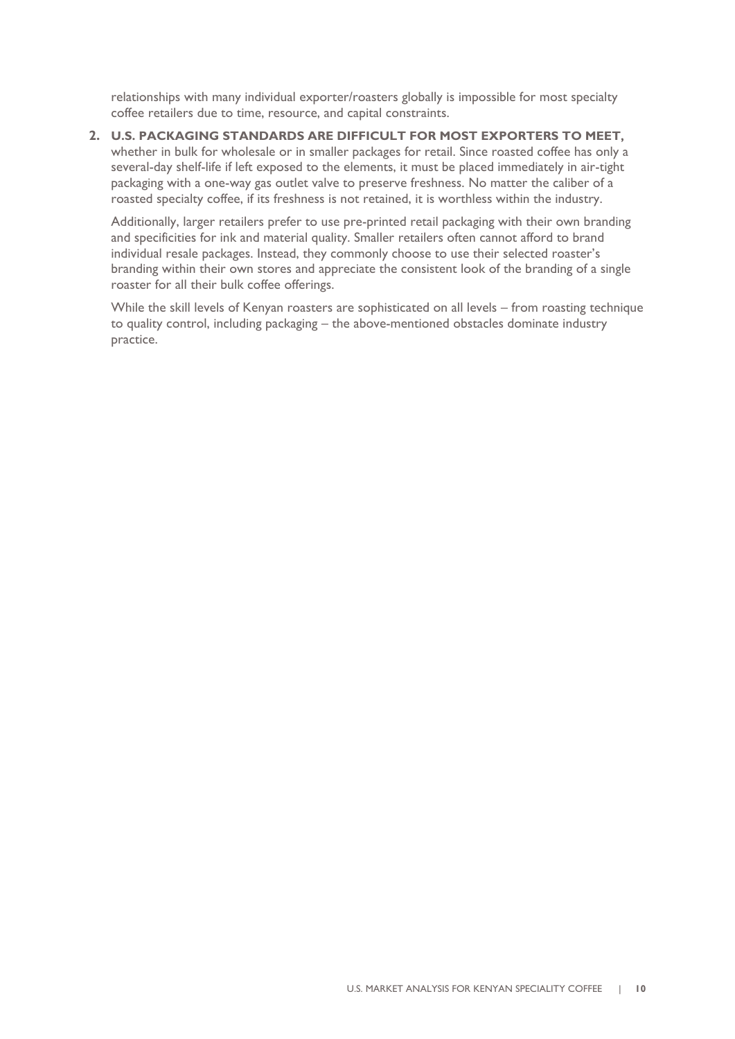relationships with many individual exporter/roasters globally is impossible for most specialty coffee retailers due to time, resource, and capital constraints.

2. **U.S. PACKAGING STANDARDS ARE DIFFICULT FOR MOST EXPORTERS TO MEET,** whether in bulk for wholesale or in smaller packages for retail. Since roasted coffee has only a several-day shelf-life if left exposed to the elements, it must be placed immediately in air-tight packaging with a one-way gas outlet valve to preserve freshness. No matter the caliber of a roasted specialty coffee, if its freshness is not retained, it is worthless within the industry.

   Additionally, larger retailers prefer to use pre-printed retail packaging with their own branding and specificities for ink and material quality. Smaller retailers often cannot afford to brand individual resale packages. Instead, they commonly choose to use their selected roaster's branding within their own stores and appreciate the consistent look of the branding of a single roaster for all their bulk coffee offerings.

   While the skill levels of Kenyan roasters are sophisticated on all levels – from roasting technique to quality control, including packaging – the above-mentioned obstacles dominate industry practice.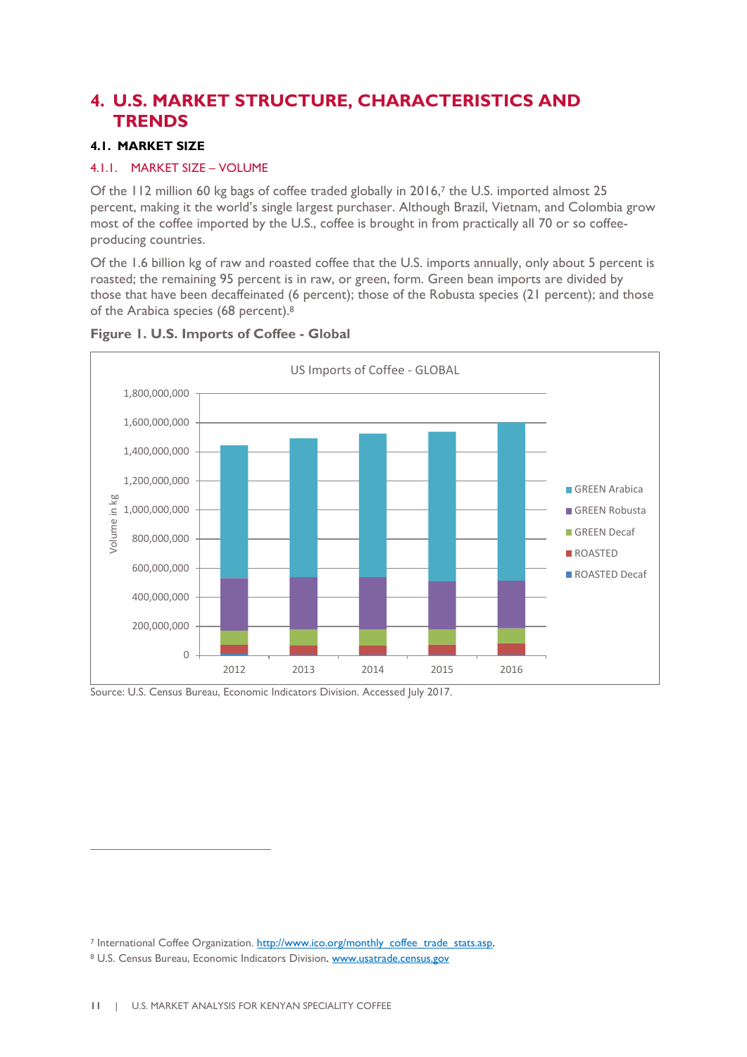# 4. U.S. MARKET STRUCTURE, CHARACTERISTICS AND TRENDS

## 4.1. MARKET SIZE

### 4.1.1. MARKET SIZE – VOLUME

Of the 112 million 60 kg bags of coffee traded globally in 2016,[7] the U.S. imported almost 25 percent, making it the world's single largest purchaser. Although Brazil, Vietnam, and Colombia grow most of the coffee imported by the U.S., coffee is brought in from practically all 70 or so coffee-producing countries.

Of the 1.6 billion kg of raw and roasted coffee that the U.S. imports annually, only about 5 percent is roasted; the remaining 95 percent is in raw, or green, form. Green bean imports are divided by those that have been decaffeinated (6 percent); those of the Robusta species (21 percent); and those of the Arabica species (68 percent).[8]

**Figure 1. U.S. Imports of Coffee - Global**

US Imports of Coffee - GLOBAL

Source: U.S. Census Bureau, Economic Indicators Division. Accessed July 2017.

---

[7] International Coffee Organization. http://www.ico.org/monthly_coffee_trade_stats.asp.

[8] U.S. Census Bureau, Economic Indicators Division. www.usatrade.census.gov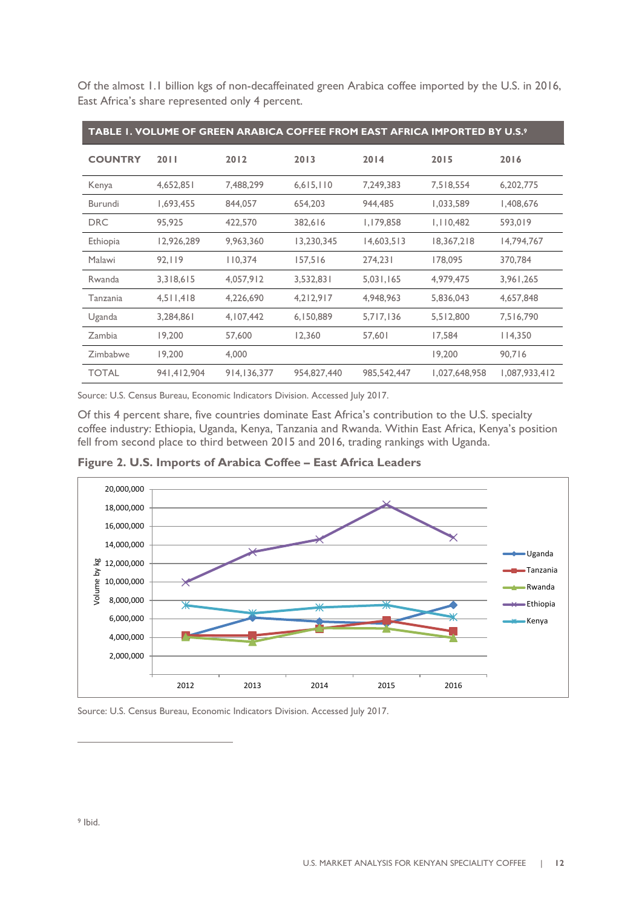Of the almost 1.1 billion kgs of non-decaffeinated green Arabica coffee imported by the U.S. in 2016, East Africa's share represented only 4 percent.

**TABLE 1. VOLUME OF GREEN ARABICA COFFEE FROM EAST AFRICA IMPORTED BY U.S.**[9]

| COUNTRY | 2011 | 2012 | 2013 | 2014 | 2015 | 2016 |
|---|---|---|---|---|---|---|
| Kenya | 4,652,851 | 7,488,299 | 6,615,110 | 7,249,383 | 7,518,554 | 6,202,775 |
| Burundi | 1,693,455 | 844,057 | 654,203 | 944,485 | 1,033,589 | 1,408,676 |
| DRC | 95,925 | 422,570 | 382,616 | 1,179,858 | 1,110,482 | 593,019 |
| Ethiopia | 12,926,289 | 9,963,360 | 13,230,345 | 14,603,513 | 18,367,218 | 14,794,767 |
| Malawi | 92,119 | 110,374 | 157,516 | 274,231 | 178,095 | 370,784 |
| Rwanda | 3,318,615 | 4,057,912 | 3,532,831 | 5,031,165 | 4,979,475 | 3,961,265 |
| Tanzania | 4,511,418 | 4,226,690 | 4,212,917 | 4,948,963 | 5,836,043 | 4,657,848 |
| Uganda | 3,284,861 | 4,107,442 | 6,150,889 | 5,717,136 | 5,512,800 | 7,516,790 |
| Zambia | 19,200 | 57,600 | 12,360 | 57,601 | 17,584 | 114,350 |
| Zimbabwe | 19,200 | 4,000 | | | 19,200 | 90,716 |
| TOTAL | 941,412,904 | 914,136,377 | 954,827,440 | 985,542,447 | 1,027,648,958 | 1,087,933,412 |

Source: U.S. Census Bureau, Economic Indicators Division. Accessed July 2017.

Of this 4 percent share, five countries dominate East Africa's contribution to the U.S. specialty coffee industry: Ethiopia, Uganda, Kenya, Tanzania and Rwanda. Within East Africa, Kenya's position fell from second place to third between 2015 and 2016, trading rankings with Uganda.

**Figure 2. U.S. Imports of Arabica Coffee – East Africa Leaders**

Source: U.S. Census Bureau, Economic Indicators Division. Accessed July 2017.

[9] Ibid.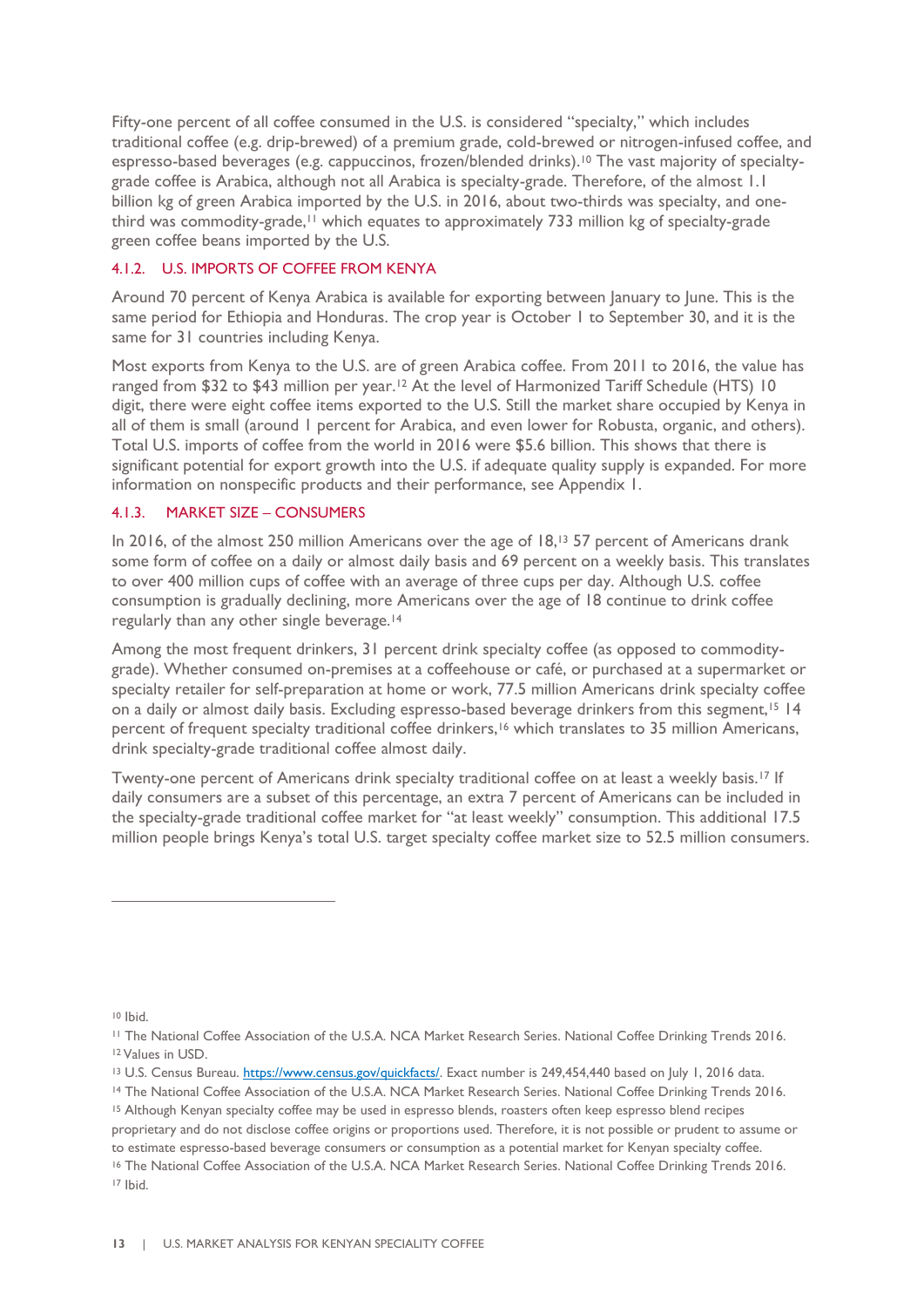Fifty-one percent of all coffee consumed in the U.S. is considered "specialty," which includes traditional coffee (e.g. drip-brewed) of a premium grade, cold-brewed or nitrogen-infused coffee, and espresso-based beverages (e.g. cappuccinos, frozen/blended drinks).[10] The vast majority of specialty-grade coffee is Arabica, although not all Arabica is specialty-grade. Therefore, of the almost 1.1 billion kg of green Arabica imported by the U.S. in 2016, about two-thirds was specialty, and one-third was commodity-grade,[11] which equates to approximately 733 million kg of specialty-grade green coffee beans imported by the U.S.

### 4.1.2. U.S. IMPORTS OF COFFEE FROM KENYA

Around 70 percent of Kenya Arabica is available for exporting between January to June. This is the same period for Ethiopia and Honduras. The crop year is October 1 to September 30, and it is the same for 31 countries including Kenya.

Most exports from Kenya to the U.S. are of green Arabica coffee. From 2011 to 2016, the value has ranged from $32 to $43 million per year.[12] At the level of Harmonized Tariff Schedule (HTS) 10 digit, there were eight coffee items exported to the U.S. Still the market share occupied by Kenya in all of them is small (around 1 percent for Arabica, and even lower for Robusta, organic, and others). Total U.S. imports of coffee from the world in 2016 were $5.6 billion. This shows that there is significant potential for export growth into the U.S. if adequate quality supply is expanded. For more information on nonspecific products and their performance, see Appendix 1.

### 4.1.3. MARKET SIZE – CONSUMERS

In 2016, of the almost 250 million Americans over the age of 18,[13] 57 percent of Americans drank some form of coffee on a daily or almost daily basis and 69 percent on a weekly basis. This translates to over 400 million cups of coffee with an average of three cups per day. Although U.S. coffee consumption is gradually declining, more Americans over the age of 18 continue to drink coffee regularly than any other single beverage.[14]

Among the most frequent drinkers, 31 percent drink specialty coffee (as opposed to commodity-grade). Whether consumed on-premises at a coffeehouse or café, or purchased at a supermarket or specialty retailer for self-preparation at home or work, 77.5 million Americans drink specialty coffee on a daily or almost daily basis. Excluding espresso-based beverage drinkers from this segment,[15] 14 percent of frequent specialty traditional coffee drinkers,[16] which translates to 35 million Americans, drink specialty-grade traditional coffee almost daily.

Twenty-one percent of Americans drink specialty traditional coffee on at least a weekly basis.[17] If daily consumers are a subset of this percentage, an extra 7 percent of Americans can be included in the specialty-grade traditional coffee market for "at least weekly" consumption. This additional 17.5 million people brings Kenya's total U.S. target specialty coffee market size to 52.5 million consumers.

---

[10] Ibid.

[11] The National Coffee Association of the U.S.A. NCA Market Research Series. National Coffee Drinking Trends 2016.

[12] Values in USD.

[13] U.S. Census Bureau. https://www.census.gov/quickfacts/. Exact number is 249,454,440 based on July 1, 2016 data.

[14] The National Coffee Association of the U.S.A. NCA Market Research Series. National Coffee Drinking Trends 2016.

[15] Although Kenyan specialty coffee may be used in espresso blends, roasters often keep espresso blend recipes proprietary and do not disclose coffee origins or proportions used. Therefore, it is not possible or prudent to assume or to estimate espresso-based beverage consumers or consumption as a potential market for Kenyan specialty coffee.

[16] The National Coffee Association of the U.S.A. NCA Market Research Series. National Coffee Drinking Trends 2016.

[17] Ibid.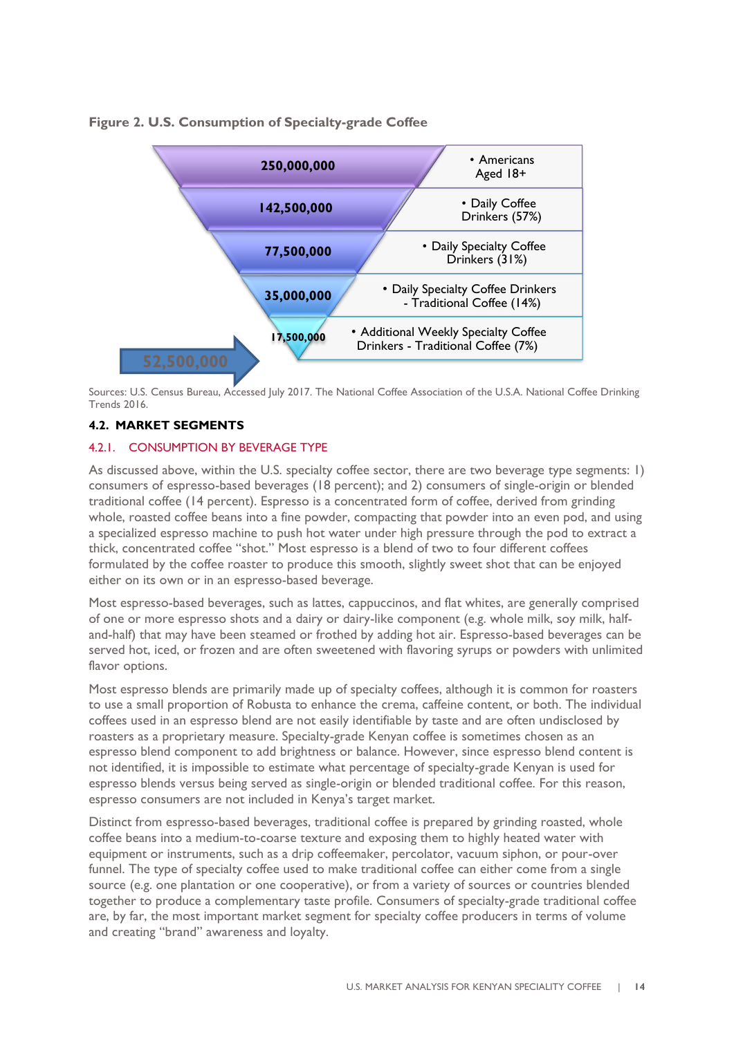**Figure 2. U.S. Consumption of Specialty-grade Coffee**

| Number | Segment |
| --- | --- |
| 250,000,000 | Americans Aged 18+ |
| 142,500,000 | Daily Coffee Drinkers (57%) |
| 77,500,000 | Daily Specialty Coffee Drinkers (31%) |
| 35,000,000 | Daily Specialty Coffee Drinkers - Traditional Coffee (14%) |
| 17,500,000 | Additional Weekly Specialty Coffee Drinkers - Traditional Coffee (7%) |

52,500,000

Sources: U.S. Census Bureau, Accessed July 2017. The National Coffee Association of the U.S.A. National Coffee Drinking Trends 2016.

## 4.2. MARKET SEGMENTS

### 4.2.1. CONSUMPTION BY BEVERAGE TYPE

As discussed above, within the U.S. specialty coffee sector, there are two beverage type segments: 1) consumers of espresso-based beverages (18 percent); and 2) consumers of single-origin or blended traditional coffee (14 percent). Espresso is a concentrated form of coffee, derived from grinding whole, roasted coffee beans into a fine powder, compacting that powder into an even pod, and using a specialized espresso machine to push hot water under high pressure through the pod to extract a thick, concentrated coffee "shot." Most espresso is a blend of two to four different coffees formulated by the coffee roaster to produce this smooth, slightly sweet shot that can be enjoyed either on its own or in an espresso-based beverage.

Most espresso-based beverages, such as lattes, cappuccinos, and flat whites, are generally comprised of one or more espresso shots and a dairy or dairy-like component (e.g. whole milk, soy milk, half-and-half) that may have been steamed or frothed by adding hot air. Espresso-based beverages can be served hot, iced, or frozen and are often sweetened with flavoring syrups or powders with unlimited flavor options.

Most espresso blends are primarily made up of specialty coffees, although it is common for roasters to use a small proportion of Robusta to enhance the crema, caffeine content, or both. The individual coffees used in an espresso blend are not easily identifiable by taste and are often undisclosed by roasters as a proprietary measure. Specialty-grade Kenyan coffee is sometimes chosen as an espresso blend component to add brightness or balance. However, since espresso blend content is not identified, it is impossible to estimate what percentage of specialty-grade Kenyan is used for espresso blends versus being served as single-origin or blended traditional coffee. For this reason, espresso consumers are not included in Kenya's target market.

Distinct from espresso-based beverages, traditional coffee is prepared by grinding roasted, whole coffee beans into a medium-to-coarse texture and exposing them to highly heated water with equipment or instruments, such as a drip coffeemaker, percolator, vacuum siphon, or pour-over funnel. The type of specialty coffee used to make traditional coffee can either come from a single source (e.g. one plantation or one cooperative), or from a variety of sources or countries blended together to produce a complementary taste profile. Consumers of specialty-grade traditional coffee are, by far, the most important market segment for specialty coffee producers in terms of volume and creating "brand" awareness and loyalty.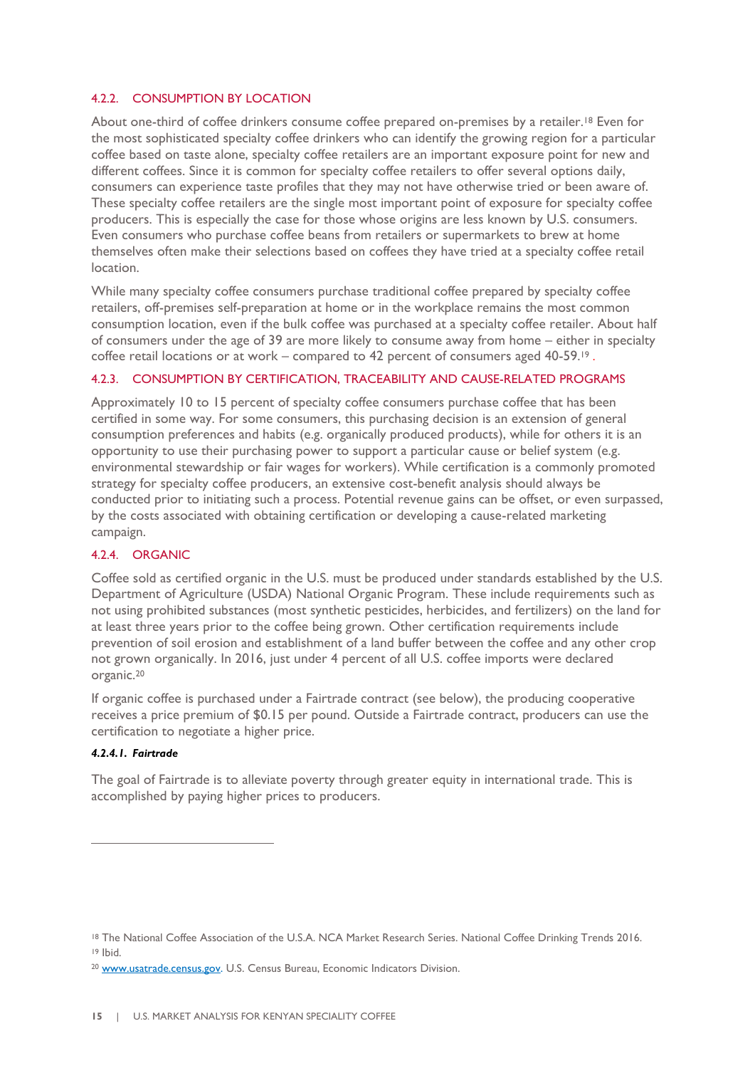### 4.2.2. CONSUMPTION BY LOCATION

About one-third of coffee drinkers consume coffee prepared on-premises by a retailer.[18] Even for the most sophisticated specialty coffee drinkers who can identify the growing region for a particular coffee based on taste alone, specialty coffee retailers are an important exposure point for new and different coffees. Since it is common for specialty coffee retailers to offer several options daily, consumers can experience taste profiles that they may not have otherwise tried or been aware of. These specialty coffee retailers are the single most important point of exposure for specialty coffee producers. This is especially the case for those whose origins are less known by U.S. consumers. Even consumers who purchase coffee beans from retailers or supermarkets to brew at home themselves often make their selections based on coffees they have tried at a specialty coffee retail location.

While many specialty coffee consumers purchase traditional coffee prepared by specialty coffee retailers, off-premises self-preparation at home or in the workplace remains the most common consumption location, even if the bulk coffee was purchased at a specialty coffee retailer. About half of consumers under the age of 39 are more likely to consume away from home – either in specialty coffee retail locations or at work – compared to 42 percent of consumers aged 40-59.[19] .

### 4.2.3. CONSUMPTION BY CERTIFICATION, TRACEABILITY AND CAUSE-RELATED PROGRAMS

Approximately 10 to 15 percent of specialty coffee consumers purchase coffee that has been certified in some way. For some consumers, this purchasing decision is an extension of general consumption preferences and habits (e.g. organically produced products), while for others it is an opportunity to use their purchasing power to support a particular cause or belief system (e.g. environmental stewardship or fair wages for workers). While certification is a commonly promoted strategy for specialty coffee producers, an extensive cost-benefit analysis should always be conducted prior to initiating such a process. Potential revenue gains can be offset, or even surpassed, by the costs associated with obtaining certification or developing a cause-related marketing campaign.

### 4.2.4. ORGANIC

Coffee sold as certified organic in the U.S. must be produced under standards established by the U.S. Department of Agriculture (USDA) National Organic Program. These include requirements such as not using prohibited substances (most synthetic pesticides, herbicides, and fertilizers) on the land for at least three years prior to the coffee being grown. Other certification requirements include prevention of soil erosion and establishment of a land buffer between the coffee and any other crop not grown organically. In 2016, just under 4 percent of all U.S. coffee imports were declared organic.[20]

If organic coffee is purchased under a Fairtrade contract (see below), the producing cooperative receives a price premium of $0.15 per pound. Outside a Fairtrade contract, producers can use the certification to negotiate a higher price.

#### *4.2.4.1. Fairtrade*

The goal of Fairtrade is to alleviate poverty through greater equity in international trade. This is accomplished by paying higher prices to producers.

---

[18] The National Coffee Association of the U.S.A. NCA Market Research Series. National Coffee Drinking Trends 2016.

[19] Ibid.

[20] www.usatrade.census.gov. U.S. Census Bureau, Economic Indicators Division.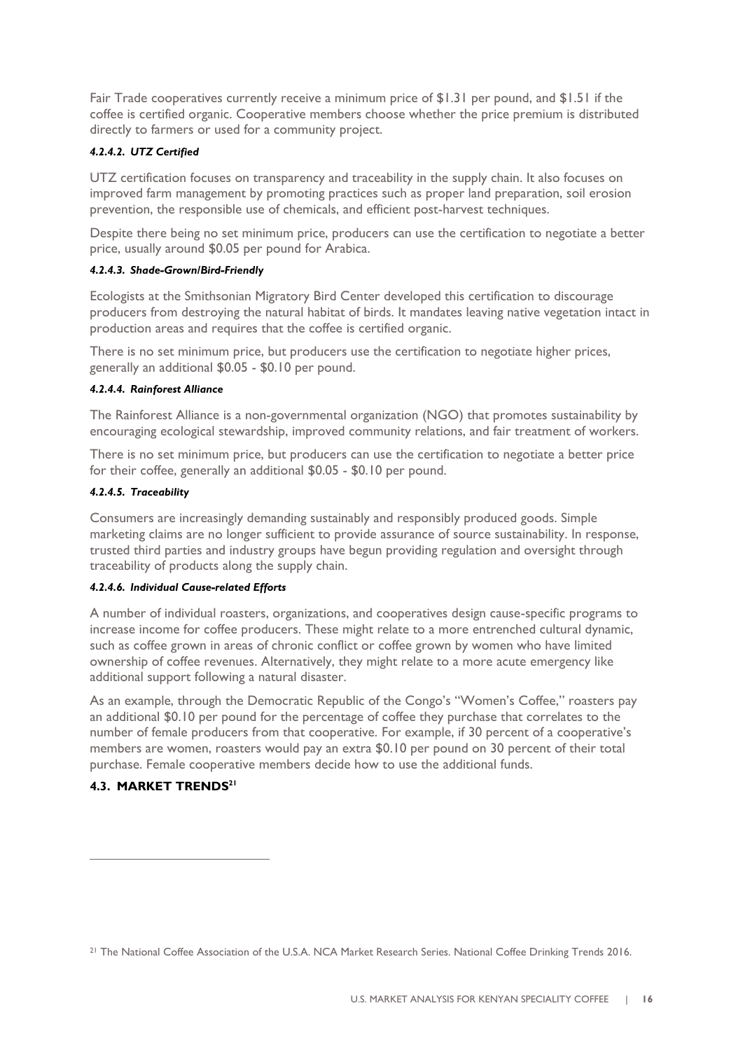Fair Trade cooperatives currently receive a minimum price of $1.31 per pound, and $1.51 if the coffee is certified organic. Cooperative members choose whether the price premium is distributed directly to farmers or used for a community project.

#### *4.2.4.2. UTZ Certified*

UTZ certification focuses on transparency and traceability in the supply chain. It also focuses on improved farm management by promoting practices such as proper land preparation, soil erosion prevention, the responsible use of chemicals, and efficient post-harvest techniques.

Despite there being no set minimum price, producers can use the certification to negotiate a better price, usually around $0.05 per pound for Arabica.

#### *4.2.4.3. Shade-Grown/Bird-Friendly*

Ecologists at the Smithsonian Migratory Bird Center developed this certification to discourage producers from destroying the natural habitat of birds. It mandates leaving native vegetation intact in production areas and requires that the coffee is certified organic.

There is no set minimum price, but producers use the certification to negotiate higher prices, generally an additional $0.05 - $0.10 per pound.

#### *4.2.4.4. Rainforest Alliance*

The Rainforest Alliance is a non-governmental organization (NGO) that promotes sustainability by encouraging ecological stewardship, improved community relations, and fair treatment of workers.

There is no set minimum price, but producers can use the certification to negotiate a better price for their coffee, generally an additional $0.05 - $0.10 per pound.

#### *4.2.4.5. Traceability*

Consumers are increasingly demanding sustainably and responsibly produced goods. Simple marketing claims are no longer sufficient to provide assurance of source sustainability. In response, trusted third parties and industry groups have begun providing regulation and oversight through traceability of products along the supply chain.

#### *4.2.4.6. Individual Cause-related Efforts*

A number of individual roasters, organizations, and cooperatives design cause-specific programs to increase income for coffee producers. These might relate to a more entrenched cultural dynamic, such as coffee grown in areas of chronic conflict or coffee grown by women who have limited ownership of coffee revenues. Alternatively, they might relate to a more acute emergency like additional support following a natural disaster.

As an example, through the Democratic Republic of the Congo's "Women's Coffee," roasters pay an additional $0.10 per pound for the percentage of coffee they purchase that correlates to the number of female producers from that cooperative. For example, if 30 percent of a cooperative's members are women, roasters would pay an extra $0.10 per pound on 30 percent of their total purchase. Female cooperative members decide how to use the additional funds.

## 4.3. MARKET TRENDS[21]

[21] The National Coffee Association of the U.S.A. NCA Market Research Series. National Coffee Drinking Trends 2016.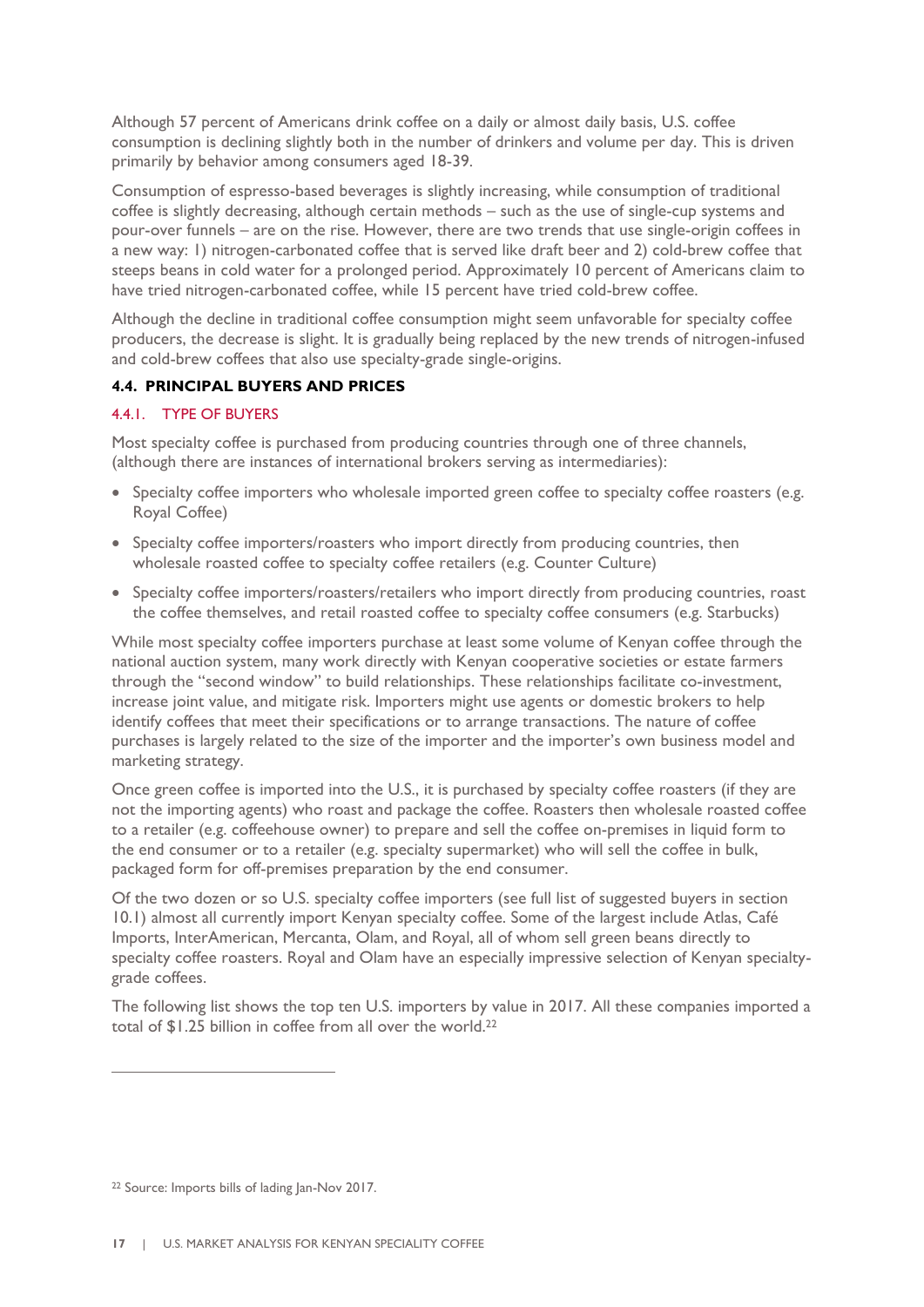Although 57 percent of Americans drink coffee on a daily or almost daily basis, U.S. coffee consumption is declining slightly both in the number of drinkers and volume per day. This is driven primarily by behavior among consumers aged 18-39.

Consumption of espresso-based beverages is slightly increasing, while consumption of traditional coffee is slightly decreasing, although certain methods – such as the use of single-cup systems and pour-over funnels – are on the rise. However, there are two trends that use single-origin coffees in a new way: 1) nitrogen-carbonated coffee that is served like draft beer and 2) cold-brew coffee that steeps beans in cold water for a prolonged period. Approximately 10 percent of Americans claim to have tried nitrogen-carbonated coffee, while 15 percent have tried cold-brew coffee.

Although the decline in traditional coffee consumption might seem unfavorable for specialty coffee producers, the decrease is slight. It is gradually being replaced by the new trends of nitrogen-infused and cold-brew coffees that also use specialty-grade single-origins.

## 4.4. PRINCIPAL BUYERS AND PRICES

### 4.4.1. TYPE OF BUYERS

Most specialty coffee is purchased from producing countries through one of three channels, (although there are instances of international brokers serving as intermediaries):

- Specialty coffee importers who wholesale imported green coffee to specialty coffee roasters (e.g. Royal Coffee)
- Specialty coffee importers/roasters who import directly from producing countries, then wholesale roasted coffee to specialty coffee retailers (e.g. Counter Culture)
- Specialty coffee importers/roasters/retailers who import directly from producing countries, roast the coffee themselves, and retail roasted coffee to specialty coffee consumers (e.g. Starbucks)

While most specialty coffee importers purchase at least some volume of Kenyan coffee through the national auction system, many work directly with Kenyan cooperative societies or estate farmers through the "second window" to build relationships. These relationships facilitate co-investment, increase joint value, and mitigate risk. Importers might use agents or domestic brokers to help identify coffees that meet their specifications or to arrange transactions. The nature of coffee purchases is largely related to the size of the importer and the importer's own business model and marketing strategy.

Once green coffee is imported into the U.S., it is purchased by specialty coffee roasters (if they are not the importing agents) who roast and package the coffee. Roasters then wholesale roasted coffee to a retailer (e.g. coffeehouse owner) to prepare and sell the coffee on-premises in liquid form to the end consumer or to a retailer (e.g. specialty supermarket) who will sell the coffee in bulk, packaged form for off-premises preparation by the end consumer.

Of the two dozen or so U.S. specialty coffee importers (see full list of suggested buyers in section 10.1) almost all currently import Kenyan specialty coffee. Some of the largest include Atlas, Café Imports, InterAmerican, Mercanta, Olam, and Royal, all of whom sell green beans directly to specialty coffee roasters. Royal and Olam have an especially impressive selection of Kenyan specialty-grade coffees.

The following list shows the top ten U.S. importers by value in 2017. All these companies imported a total of $1.25 billion in coffee from all over the world.[22]

[22] Source: Imports bills of lading Jan-Nov 2017.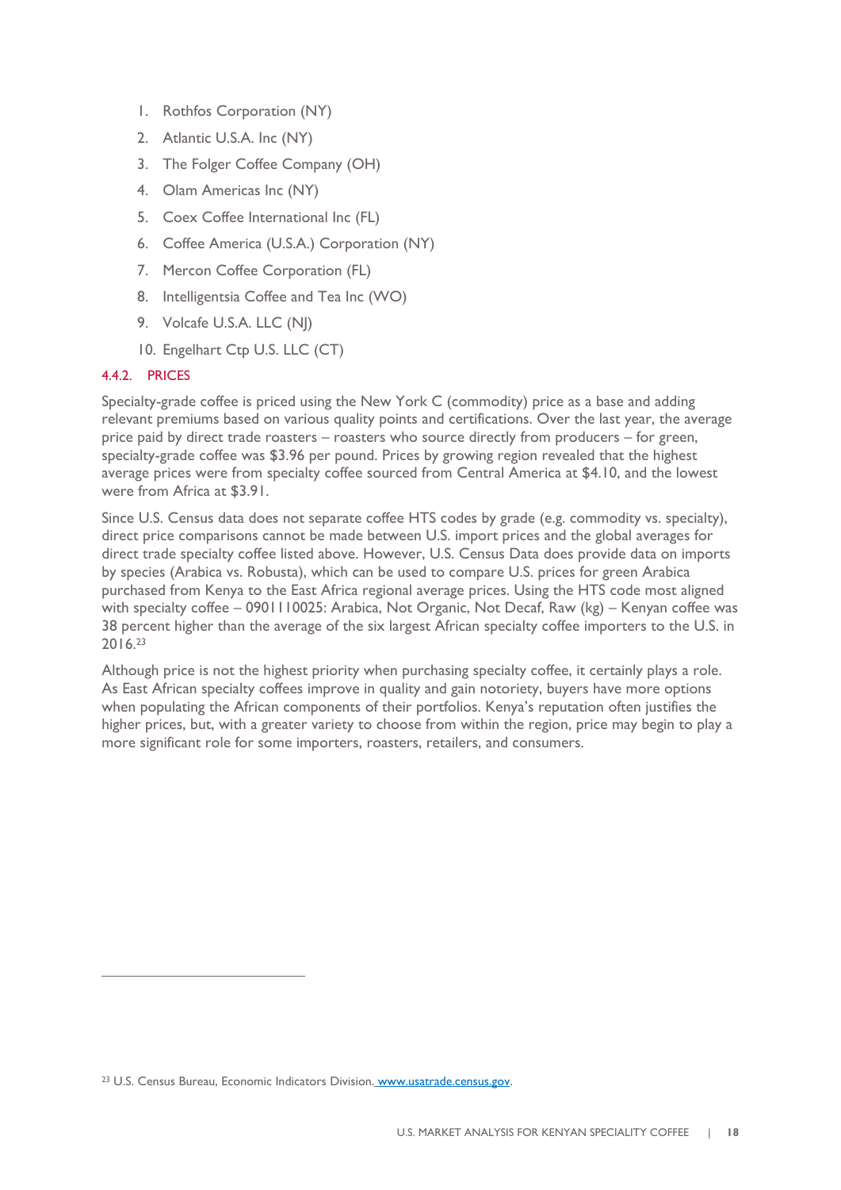1. Rothfos Corporation (NY)
2. Atlantic U.S.A. Inc (NY)
3. The Folger Coffee Company (OH)
4. Olam Americas Inc (NY)
5. Coex Coffee International Inc (FL)
6. Coffee America (U.S.A.) Corporation (NY)
7. Mercon Coffee Corporation (FL)
8. Intelligentsia Coffee and Tea Inc (WO)
9. Volcafe U.S.A. LLC (NJ)
10. Engelhart Ctp U.S. LLC (CT)

#### 4.4.2. PRICES

Specialty-grade coffee is priced using the New York C (commodity) price as a base and adding relevant premiums based on various quality points and certifications. Over the last year, the average price paid by direct trade roasters – roasters who source directly from producers – for green, specialty-grade coffee was $3.96 per pound. Prices by growing region revealed that the highest average prices were from specialty coffee sourced from Central America at $4.10, and the lowest were from Africa at $3.91.

Since U.S. Census data does not separate coffee HTS codes by grade (e.g. commodity vs. specialty), direct price comparisons cannot be made between U.S. import prices and the global averages for direct trade specialty coffee listed above. However, U.S. Census Data does provide data on imports by species (Arabica vs. Robusta), which can be used to compare U.S. prices for green Arabica purchased from Kenya to the East Africa regional average prices. Using the HTS code most aligned with specialty coffee – 0901110025: Arabica, Not Organic, Not Decaf, Raw (kg) – Kenyan coffee was 38 percent higher than the average of the six largest African specialty coffee importers to the U.S. in 2016.[23]

Although price is not the highest priority when purchasing specialty coffee, it certainly plays a role. As East African specialty coffees improve in quality and gain notoriety, buyers have more options when populating the African components of their portfolios. Kenya's reputation often justifies the higher prices, but, with a greater variety to choose from within the region, price may begin to play a more significant role for some importers, roasters, retailers, and consumers.

[23] U.S. Census Bureau, Economic Indicators Division. www.usatrade.census.gov.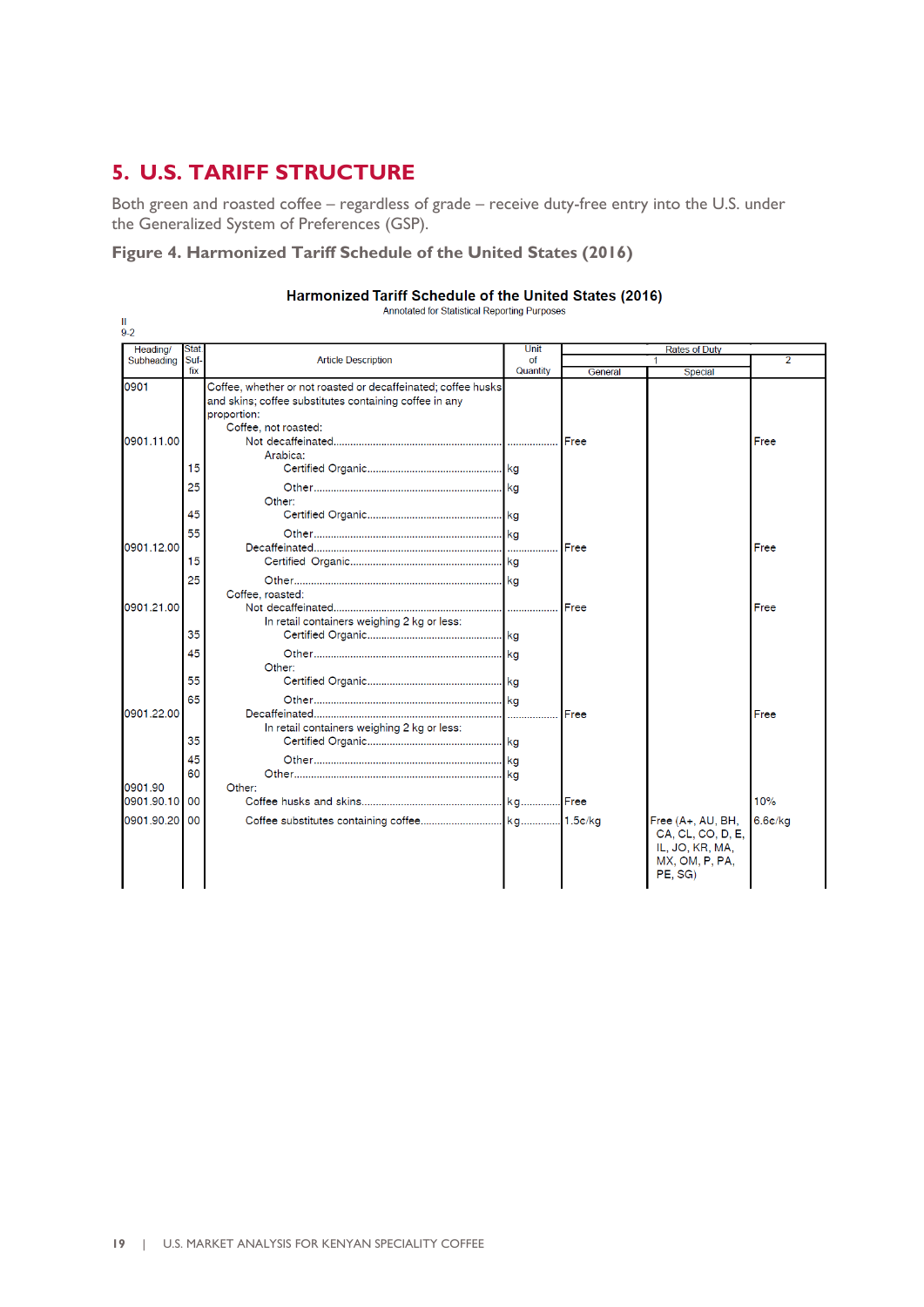## 5. U.S. TARIFF STRUCTURE

Both green and roasted coffee – regardless of grade – receive duty-free entry into the U.S. under the Generalized System of Preferences (GSP).

**Figure 4. Harmonized Tariff Schedule of the United States (2016)**

**Harmonized Tariff Schedule of the United States (2016)**

Annotated for Statistical Reporting Purposes

II
9-2

| Heading/ Subheading | Stat Suf-fix | Article Description | Unit of Quantity | Rates of Duty 1 General | Rates of Duty 1 Special | 2 |
|---|---|---|---|---|---|---|
| 0901 | | Coffee, whether or not roasted or decaffeinated; coffee husks and skins; coffee substitutes containing coffee in any proportion: | | | | |
| | | Coffee, not roasted: | | | | |
| 0901.11.00 | | Not decaffeinated | | Free | | Free |
| | | Arabica: | | | | |
| | 15 | Certified Organic | kg | | | |
| | 25 | Other | kg | | | |
| | | Other: | | | | |
| | 45 | Certified Organic | kg | | | |
| | 55 | Other | kg | | | |
| 0901.12.00 | | Decaffeinated | | Free | | Free |
| | 15 | Certified Organic | kg | | | |
| | 25 | Other | kg | | | |
| | | Coffee, roasted: | | | | |
| 0901.21.00 | | Not decaffeinated | | Free | | Free |
| | | In retail containers weighing 2 kg or less: | | | | |
| | 35 | Certified Organic | kg | | | |
| | 45 | Other | kg | | | |
| | | Other: | | | | |
| | 55 | Certified Organic | kg | | | |
| | 65 | Other | kg | | | |
| 0901.22.00 | | Decaffeinated | | Free | | Free |
| | | In retail containers weighing 2 kg or less: | | | | |
| | 35 | Certified Organic | kg | | | |
| | 45 | Other | kg | | | |
| | 60 | Other | kg | | | |
| 0901.90 | | Other: | | | | |
| 0901.90.10 | 00 | Coffee husks and skins | kg | Free | | 10% |
| 0901.90.20 | 00 | Coffee substitutes containing coffee | kg | 1.5¢/kg | Free (A+, AU, BH, CA, CL, CO, D, E, IL, JO, KR, MA, MX, OM, P, PA, PE, SG) | 6.6¢/kg |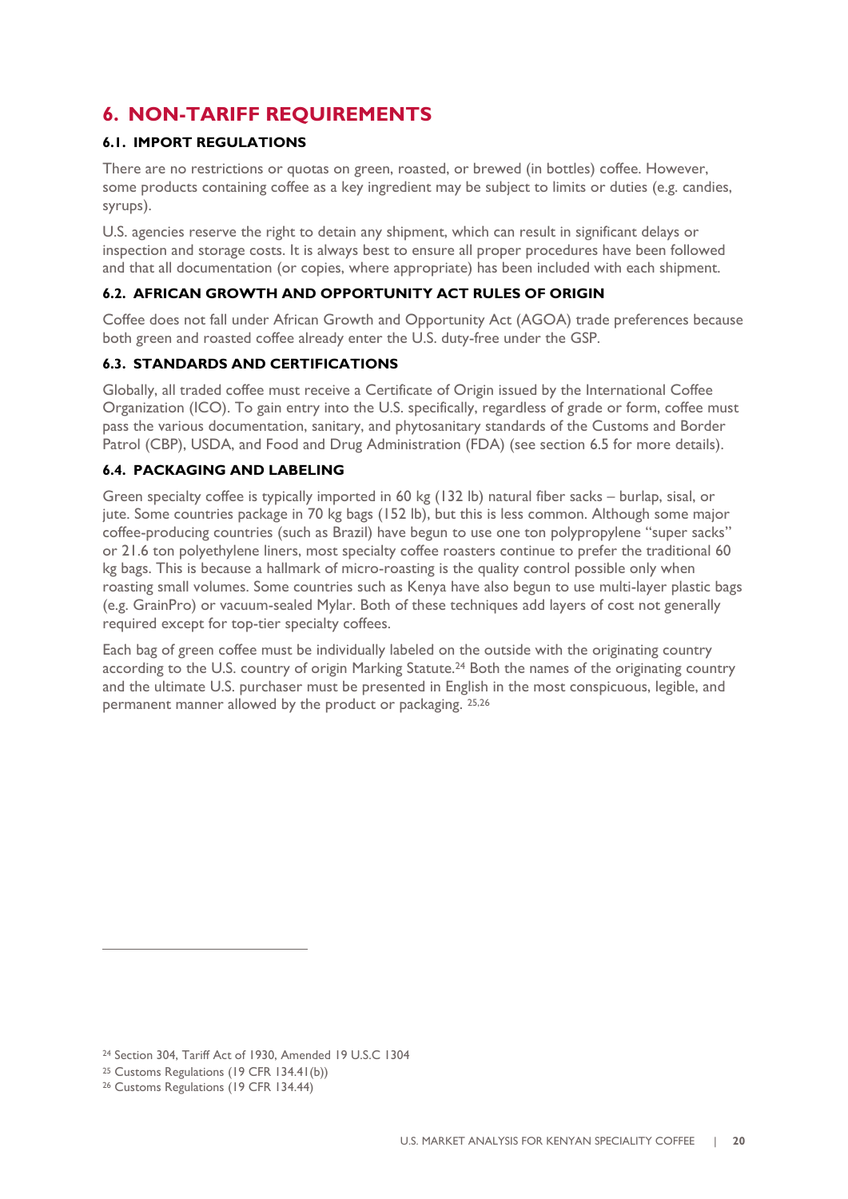## 6. NON-TARIFF REQUIREMENTS

### 6.1. IMPORT REGULATIONS

There are no restrictions or quotas on green, roasted, or brewed (in bottles) coffee. However, some products containing coffee as a key ingredient may be subject to limits or duties (e.g. candies, syrups).

U.S. agencies reserve the right to detain any shipment, which can result in significant delays or inspection and storage costs. It is always best to ensure all proper procedures have been followed and that all documentation (or copies, where appropriate) has been included with each shipment.

### 6.2. AFRICAN GROWTH AND OPPORTUNITY ACT RULES OF ORIGIN

Coffee does not fall under African Growth and Opportunity Act (AGOA) trade preferences because both green and roasted coffee already enter the U.S. duty-free under the GSP.

### 6.3. STANDARDS AND CERTIFICATIONS

Globally, all traded coffee must receive a Certificate of Origin issued by the International Coffee Organization (ICO). To gain entry into the U.S. specifically, regardless of grade or form, coffee must pass the various documentation, sanitary, and phytosanitary standards of the Customs and Border Patrol (CBP), USDA, and Food and Drug Administration (FDA) (see section 6.5 for more details).

### 6.4. PACKAGING AND LABELING

Green specialty coffee is typically imported in 60 kg (132 lb) natural fiber sacks – burlap, sisal, or jute. Some countries package in 70 kg bags (152 lb), but this is less common. Although some major coffee-producing countries (such as Brazil) have begun to use one ton polypropylene "super sacks" or 21.6 ton polyethylene liners, most specialty coffee roasters continue to prefer the traditional 60 kg bags. This is because a hallmark of micro-roasting is the quality control possible only when roasting small volumes. Some countries such as Kenya have also begun to use multi-layer plastic bags (e.g. GrainPro) or vacuum-sealed Mylar. Both of these techniques add layers of cost not generally required except for top-tier specialty coffees.

Each bag of green coffee must be individually labeled on the outside with the originating country according to the U.S. country of origin Marking Statute.[24] Both the names of the originating country and the ultimate U.S. purchaser must be presented in English in the most conspicuous, legible, and permanent manner allowed by the product or packaging. [25,26]

---

[24] Section 304, Tariff Act of 1930, Amended 19 U.S.C 1304

[25] Customs Regulations (19 CFR 134.41(b))

[26] Customs Regulations (19 CFR 134.44)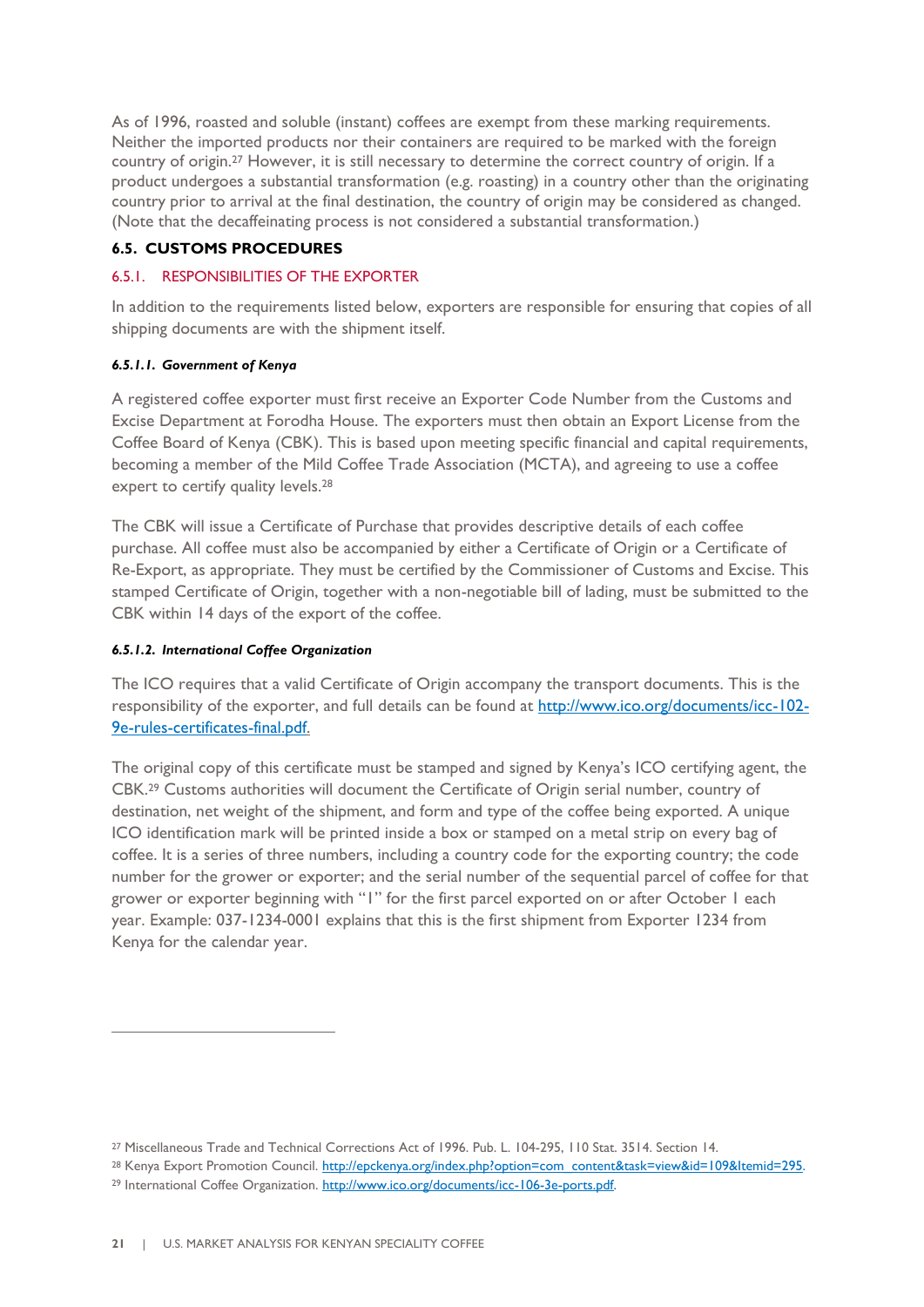As of 1996, roasted and soluble (instant) coffees are exempt from these marking requirements. Neither the imported products nor their containers are required to be marked with the foreign country of origin.[27] However, it is still necessary to determine the correct country of origin. If a product undergoes a substantial transformation (e.g. roasting) in a country other than the originating country prior to arrival at the final destination, the country of origin may be considered as changed. (Note that the decaffeinating process is not considered a substantial transformation.)

## 6.5. CUSTOMS PROCEDURES

### 6.5.1. RESPONSIBILITIES OF THE EXPORTER

In addition to the requirements listed below, exporters are responsible for ensuring that copies of all shipping documents are with the shipment itself.

#### *6.5.1.1. Government of Kenya*

A registered coffee exporter must first receive an Exporter Code Number from the Customs and Excise Department at Forodha House. The exporters must then obtain an Export License from the Coffee Board of Kenya (CBK). This is based upon meeting specific financial and capital requirements, becoming a member of the Mild Coffee Trade Association (MCTA), and agreeing to use a coffee expert to certify quality levels.[28]

The CBK will issue a Certificate of Purchase that provides descriptive details of each coffee purchase. All coffee must also be accompanied by either a Certificate of Origin or a Certificate of Re-Export, as appropriate. They must be certified by the Commissioner of Customs and Excise. This stamped Certificate of Origin, together with a non-negotiable bill of lading, must be submitted to the CBK within 14 days of the export of the coffee.

#### *6.5.1.2. International Coffee Organization*

The ICO requires that a valid Certificate of Origin accompany the transport documents. This is the responsibility of the exporter, and full details can be found at [http://www.ico.org/documents/icc-102-9e-rules-certificates-final.pdf.](http://www.ico.org/documents/icc-102-9e-rules-certificates-final.pdf)

The original copy of this certificate must be stamped and signed by Kenya's ICO certifying agent, the CBK.[29] Customs authorities will document the Certificate of Origin serial number, country of destination, net weight of the shipment, and form and type of the coffee being exported. A unique ICO identification mark will be printed inside a box or stamped on a metal strip on every bag of coffee. It is a series of three numbers, including a country code for the exporting country; the code number for the grower or exporter; and the serial number of the sequential parcel of coffee for that grower or exporter beginning with "1" for the first parcel exported on or after October 1 each year. Example: 037-1234-0001 explains that this is the first shipment from Exporter 1234 from Kenya for the calendar year.

---

[27] Miscellaneous Trade and Technical Corrections Act of 1996. Pub. L. 104-295, 110 Stat. 3514. Section 14.

[28] Kenya Export Promotion Council. [http://epckenya.org/index.php?option=com_content&task=view&id=109&Itemid=295](http://epckenya.org/index.php?option=com_content&task=view&id=109&Itemid=295).

[29] International Coffee Organization. [http://www.ico.org/documents/icc-106-3e-ports.pdf](http://www.ico.org/documents/icc-106-3e-ports.pdf).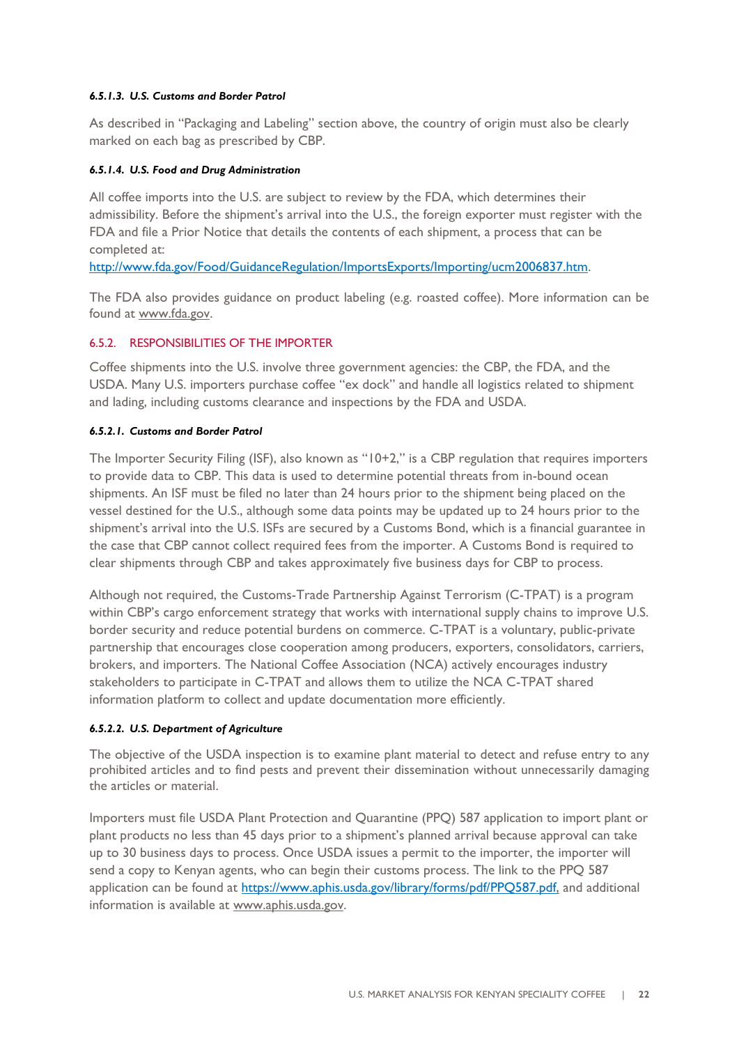#### *6.5.1.3. U.S. Customs and Border Patrol*

As described in "Packaging and Labeling" section above, the country of origin must also be clearly marked on each bag as prescribed by CBP.

#### *6.5.1.4. U.S. Food and Drug Administration*

All coffee imports into the U.S. are subject to review by the FDA, which determines their admissibility. Before the shipment's arrival into the U.S., the foreign exporter must register with the FDA and file a Prior Notice that details the contents of each shipment, a process that can be completed at:
[http://www.fda.gov/Food/GuidanceRegulation/ImportsExports/Importing/ucm2006837.htm](http://www.fda.gov/Food/GuidanceRegulation/ImportsExports/Importing/ucm2006837.htm).

The FDA also provides guidance on product labeling (e.g. roasted coffee). More information can be found at www.fda.gov.

### 6.5.2. RESPONSIBILITIES OF THE IMPORTER

Coffee shipments into the U.S. involve three government agencies: the CBP, the FDA, and the USDA. Many U.S. importers purchase coffee "ex dock" and handle all logistics related to shipment and lading, including customs clearance and inspections by the FDA and USDA.

#### *6.5.2.1. Customs and Border Patrol*

The Importer Security Filing (ISF), also known as "10+2," is a CBP regulation that requires importers to provide data to CBP. This data is used to determine potential threats from in-bound ocean shipments. An ISF must be filed no later than 24 hours prior to the shipment being placed on the vessel destined for the U.S., although some data points may be updated up to 24 hours prior to the shipment's arrival into the U.S. ISFs are secured by a Customs Bond, which is a financial guarantee in the case that CBP cannot collect required fees from the importer. A Customs Bond is required to clear shipments through CBP and takes approximately five business days for CBP to process.

Although not required, the Customs-Trade Partnership Against Terrorism (C-TPAT) is a program within CBP's cargo enforcement strategy that works with international supply chains to improve U.S. border security and reduce potential burdens on commerce. C-TPAT is a voluntary, public-private partnership that encourages close cooperation among producers, exporters, consolidators, carriers, brokers, and importers. The National Coffee Association (NCA) actively encourages industry stakeholders to participate in C-TPAT and allows them to utilize the NCA C-TPAT shared information platform to collect and update documentation more efficiently.

#### *6.5.2.2. U.S. Department of Agriculture*

The objective of the USDA inspection is to examine plant material to detect and refuse entry to any prohibited articles and to find pests and prevent their dissemination without unnecessarily damaging the articles or material.

Importers must file USDA Plant Protection and Quarantine (PPQ) 587 application to import plant or plant products no less than 45 days prior to a shipment's planned arrival because approval can take up to 30 business days to process. Once USDA issues a permit to the importer, the importer will send a copy to Kenyan agents, who can begin their customs process. The link to the PPQ 587 application can be found at [https://www.aphis.usda.gov/library/forms/pdf/PPQ587.pdf,](https://www.aphis.usda.gov/library/forms/pdf/PPQ587.pdf) and additional information is available at www.aphis.usda.gov.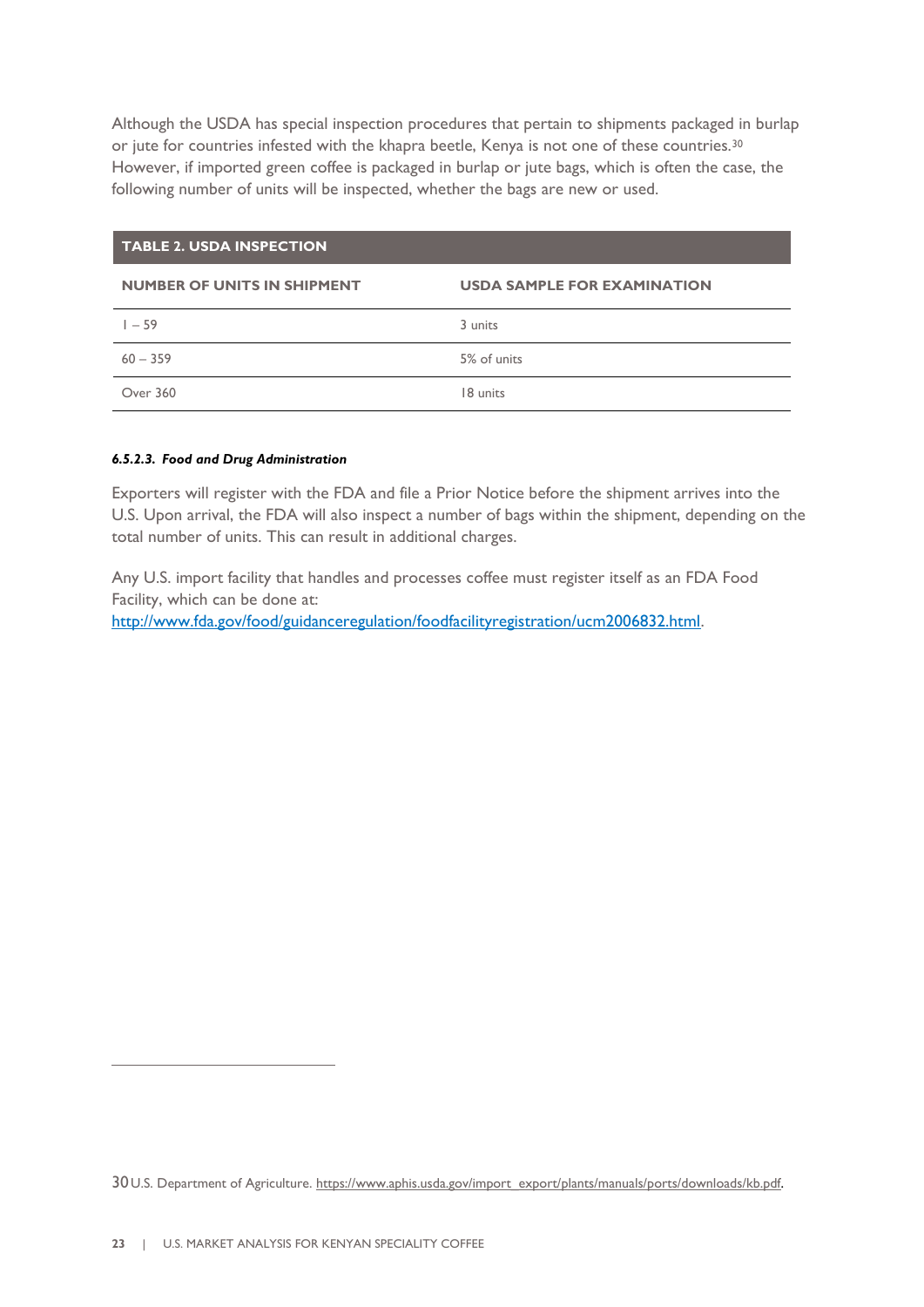Although the USDA has special inspection procedures that pertain to shipments packaged in burlap or jute for countries infested with the khapra beetle, Kenya is not one of these countries.[30] However, if imported green coffee is packaged in burlap or jute bags, which is often the case, the following number of units will be inspected, whether the bags are new or used.

**TABLE 2. USDA INSPECTION**

| NUMBER OF UNITS IN SHIPMENT | USDA SAMPLE FOR EXAMINATION |
|---|---|
| 1 – 59 | 3 units |
| 60 – 359 | 5% of units |
| Over 360 | 18 units |

#### *6.5.2.3. Food and Drug Administration*

Exporters will register with the FDA and file a Prior Notice before the shipment arrives into the U.S. Upon arrival, the FDA will also inspect a number of bags within the shipment, depending on the total number of units. This can result in additional charges.

Any U.S. import facility that handles and processes coffee must register itself as an FDA Food Facility, which can be done at: http://www.fda.gov/food/guidanceregulation/foodfacilityregistration/ucm2006832.html.

---

[30] U.S. Department of Agriculture. https://www.aphis.usda.gov/import_export/plants/manuals/ports/downloads/kb.pdf.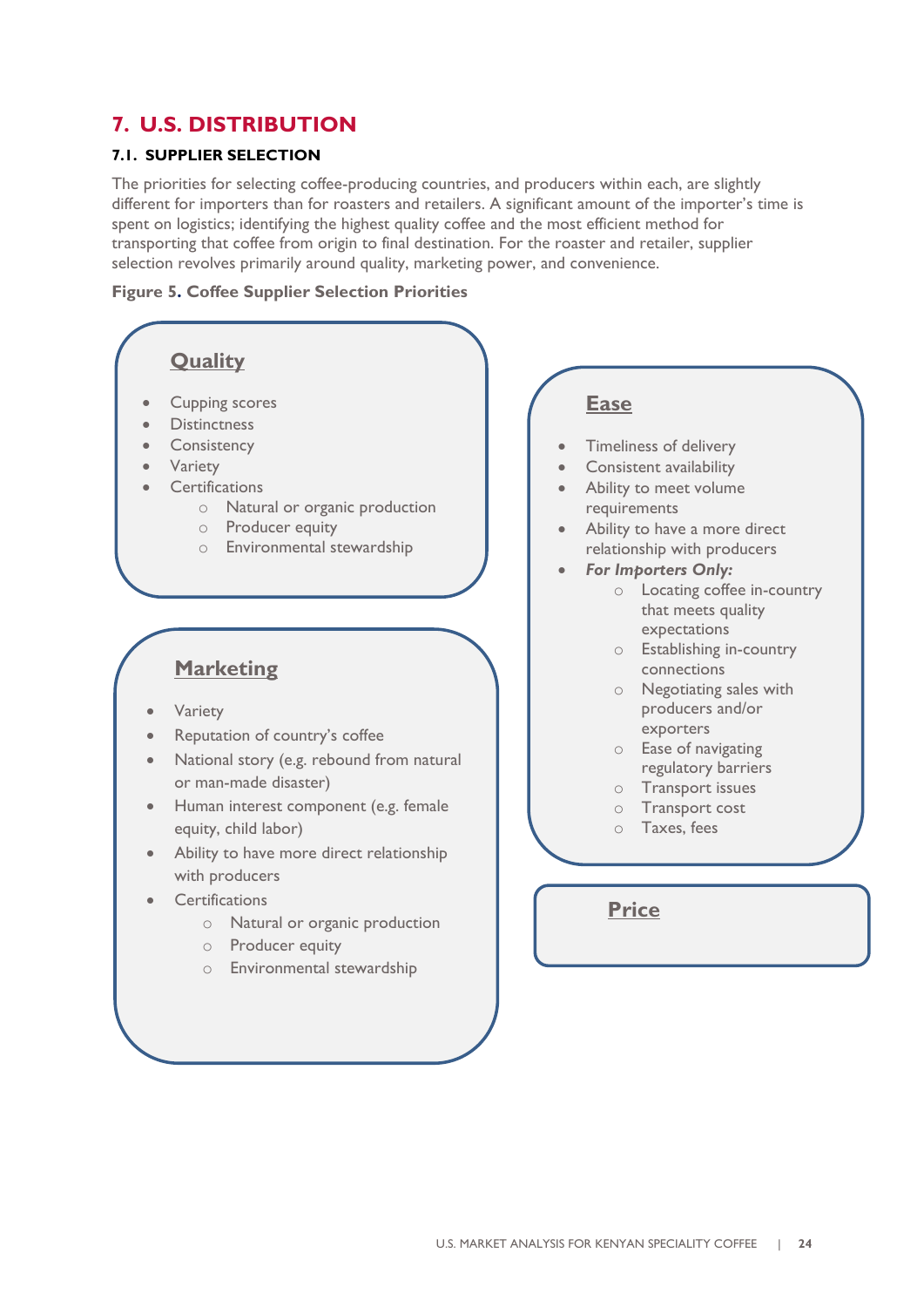# 7. U.S. DISTRIBUTION

## 7.1. SUPPLIER SELECTION

The priorities for selecting coffee-producing countries, and producers within each, are slightly different for importers than for roasters and retailers. A significant amount of the importer's time is spent on logistics; identifying the highest quality coffee and the most efficient method for transporting that coffee from origin to final destination. For the roaster and retailer, supplier selection revolves primarily around quality, marketing power, and convenience.

**Figure 5. Coffee Supplier Selection Priorities**

**Quality**

- Cupping scores
- Distinctness
- Consistency
- Variety
- Certifications
  - Natural or organic production
  - Producer equity
  - Environmental stewardship

**Marketing**

- Variety
- Reputation of country's coffee
- National story (e.g. rebound from natural or man-made disaster)
- Human interest component (e.g. female equity, child labor)
- Ability to have more direct relationship with producers
- Certifications
  - Natural or organic production
  - Producer equity
  - Environmental stewardship

**Ease**

- Timeliness of delivery
- Consistent availability
- Ability to meet volume requirements
- Ability to have a more direct relationship with producers
- ***For Importers Only:***
  - Locating coffee in-country that meets quality expectations
  - Establishing in-country connections
  - Negotiating sales with producers and/or exporters
  - Ease of navigating regulatory barriers
  - Transport issues
  - Transport cost
  - Taxes, fees

**Price**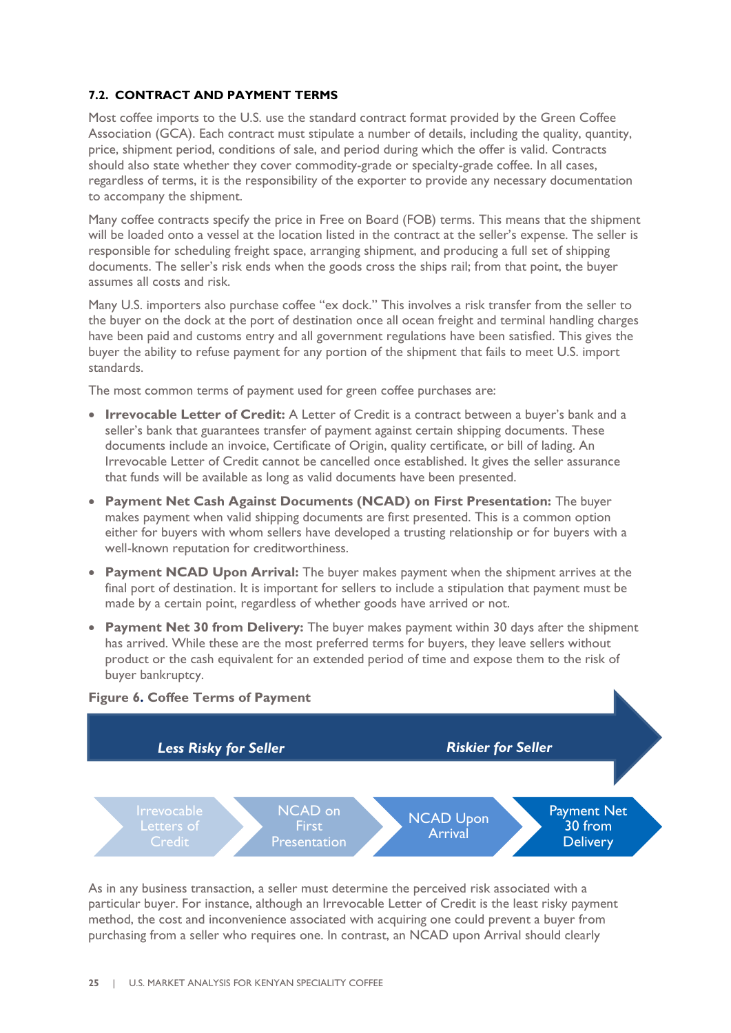### 7.2. CONTRACT AND PAYMENT TERMS

Most coffee imports to the U.S. use the standard contract format provided by the Green Coffee Association (GCA). Each contract must stipulate a number of details, including the quality, quantity, price, shipment period, conditions of sale, and period during which the offer is valid. Contracts should also state whether they cover commodity-grade or specialty-grade coffee. In all cases, regardless of terms, it is the responsibility of the exporter to provide any necessary documentation to accompany the shipment.

Many coffee contracts specify the price in Free on Board (FOB) terms. This means that the shipment will be loaded onto a vessel at the location listed in the contract at the seller's expense. The seller is responsible for scheduling freight space, arranging shipment, and producing a full set of shipping documents. The seller's risk ends when the goods cross the ships rail; from that point, the buyer assumes all costs and risk.

Many U.S. importers also purchase coffee "ex dock." This involves a risk transfer from the seller to the buyer on the dock at the port of destination once all ocean freight and terminal handling charges have been paid and customs entry and all government regulations have been satisfied. This gives the buyer the ability to refuse payment for any portion of the shipment that fails to meet U.S. import standards.

The most common terms of payment used for green coffee purchases are:

- **Irrevocable Letter of Credit:** A Letter of Credit is a contract between a buyer's bank and a seller's bank that guarantees transfer of payment against certain shipping documents. These documents include an invoice, Certificate of Origin, quality certificate, or bill of lading. An Irrevocable Letter of Credit cannot be cancelled once established. It gives the seller assurance that funds will be available as long as valid documents have been presented.
- **Payment Net Cash Against Documents (NCAD) on First Presentation:** The buyer makes payment when valid shipping documents are first presented. This is a common option either for buyers with whom sellers have developed a trusting relationship or for buyers with a well-known reputation for creditworthiness.
- **Payment NCAD Upon Arrival:** The buyer makes payment when the shipment arrives at the final port of destination. It is important for sellers to include a stipulation that payment must be made by a certain point, regardless of whether goods have arrived or not.
- **Payment Net 30 from Delivery:** The buyer makes payment within 30 days after the shipment has arrived. While these are the most preferred terms for buyers, they leave sellers without product or the cash equivalent for an extended period of time and expose them to the risk of buyer bankruptcy.

**Figure 6. Coffee Terms of Payment**

*Less Risky for Seller* → *Riskier for Seller*

Irrevocable Letters of Credit → NCAD on First Presentation → NCAD Upon Arrival → Payment Net 30 from Delivery

As in any business transaction, a seller must determine the perceived risk associated with a particular buyer. For instance, although an Irrevocable Letter of Credit is the least risky payment method, the cost and inconvenience associated with acquiring one could prevent a buyer from purchasing from a seller who requires one. In contrast, an NCAD upon Arrival should clearly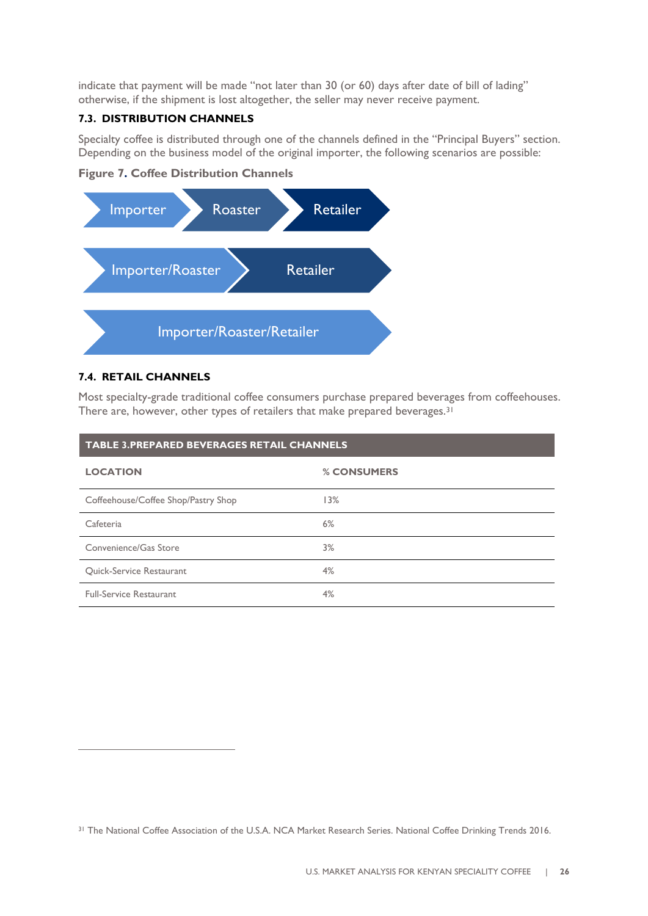indicate that payment will be made "not later than 30 (or 60) days after date of bill of lading" otherwise, if the shipment is lost altogether, the seller may never receive payment.

### 7.3. DISTRIBUTION CHANNELS

Specialty coffee is distributed through one of the channels defined in the "Principal Buyers" section. Depending on the business model of the original importer, the following scenarios are possible:

**Figure 7. Coffee Distribution Channels**

Importer → Roaster → Retailer

Importer/Roaster → Retailer

Importer/Roaster/Retailer

### 7.4. RETAIL CHANNELS

Most specialty-grade traditional coffee consumers purchase prepared beverages from coffeehouses. There are, however, other types of retailers that make prepared beverages.[31]

**TABLE 3.PREPARED BEVERAGES RETAIL CHANNELS**

| LOCATION | % CONSUMERS |
|---|---|
| Coffeehouse/Coffee Shop/Pastry Shop | 13% |
| Cafeteria | 6% |
| Convenience/Gas Store | 3% |
| Quick-Service Restaurant | 4% |
| Full-Service Restaurant | 4% |

[31] The National Coffee Association of the U.S.A. NCA Market Research Series. National Coffee Drinking Trends 2016.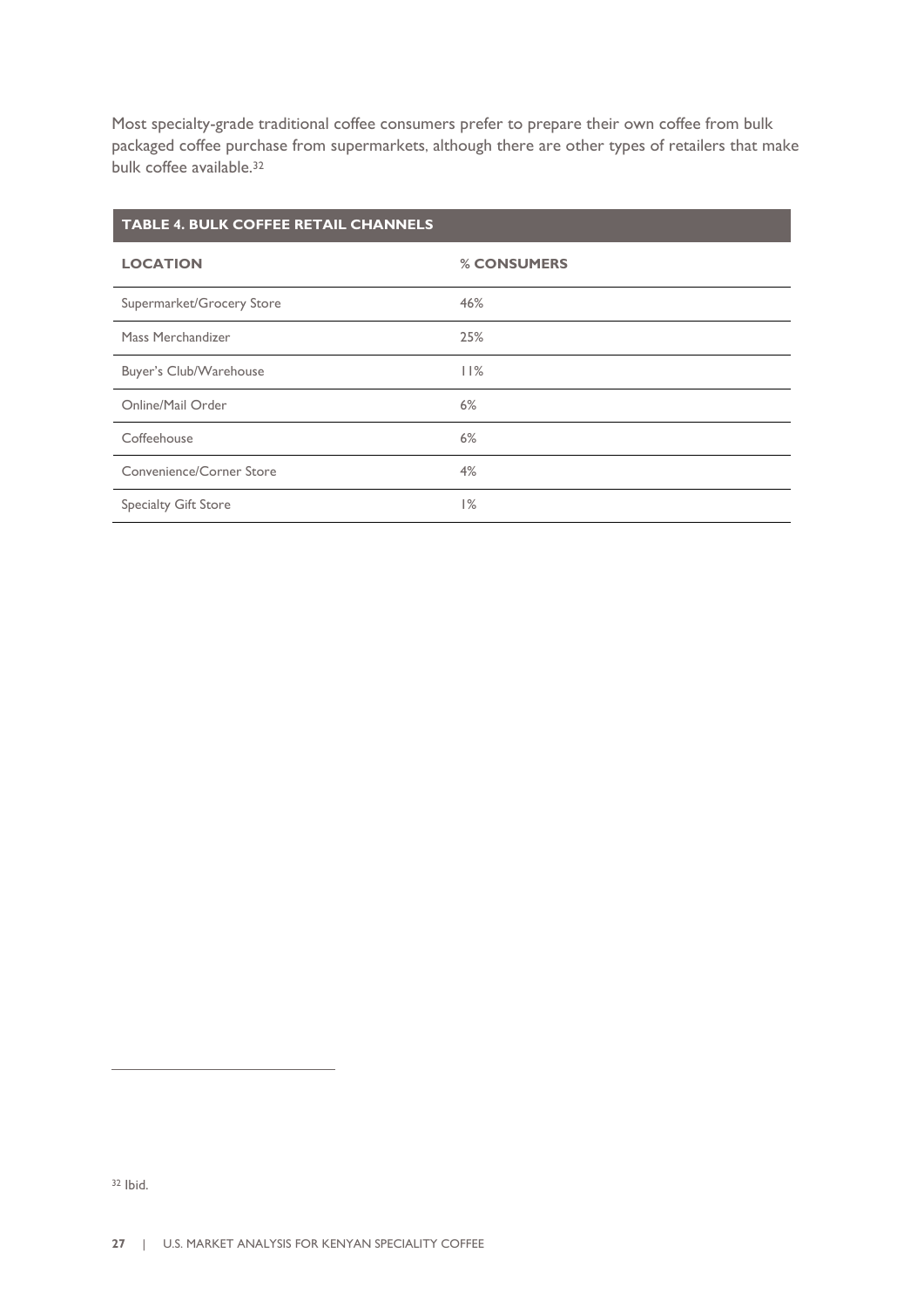Most specialty-grade traditional coffee consumers prefer to prepare their own coffee from bulk packaged coffee purchase from supermarkets, although there are other types of retailers that make bulk coffee available.[32]

**TABLE 4. BULK COFFEE RETAIL CHANNELS**

| LOCATION | % CONSUMERS |
| --- | --- |
| Supermarket/Grocery Store | 46% |
| Mass Merchandizer | 25% |
| Buyer's Club/Warehouse | 11% |
| Online/Mail Order | 6% |
| Coffeehouse | 6% |
| Convenience/Corner Store | 4% |
| Specialty Gift Store | 1% |

[32] Ibid.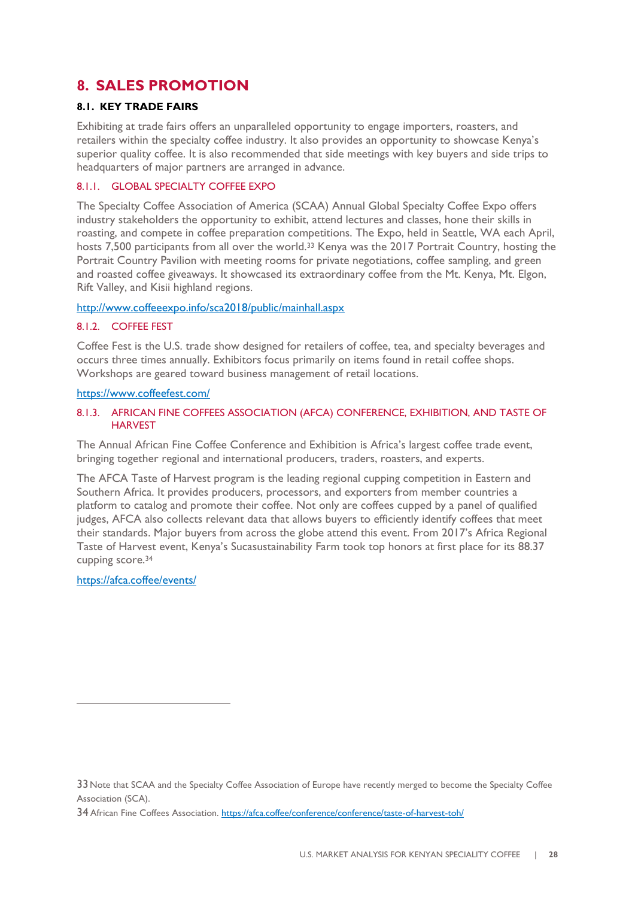# 8. SALES PROMOTION

## 8.1. KEY TRADE FAIRS

Exhibiting at trade fairs offers an unparalleled opportunity to engage importers, roasters, and retailers within the specialty coffee industry. It also provides an opportunity to showcase Kenya's superior quality coffee. It is also recommended that side meetings with key buyers and side trips to headquarters of major partners are arranged in advance.

### 8.1.1. GLOBAL SPECIALTY COFFEE EXPO

The Specialty Coffee Association of America (SCAA) Annual Global Specialty Coffee Expo offers industry stakeholders the opportunity to exhibit, attend lectures and classes, hone their skills in roasting, and compete in coffee preparation competitions. The Expo, held in Seattle, WA each April, hosts 7,500 participants from all over the world.[33] Kenya was the 2017 Portrait Country, hosting the Portrait Country Pavilion with meeting rooms for private negotiations, coffee sampling, and green and roasted coffee giveaways. It showcased its extraordinary coffee from the Mt. Kenya, Mt. Elgon, Rift Valley, and Kisii highland regions.

http://www.coffeeexpo.info/sca2018/public/mainhall.aspx

### 8.1.2. COFFEE FEST

Coffee Fest is the U.S. trade show designed for retailers of coffee, tea, and specialty beverages and occurs three times annually. Exhibitors focus primarily on items found in retail coffee shops. Workshops are geared toward business management of retail locations.

https://www.coffeefest.com/

### 8.1.3. AFRICAN FINE COFFEES ASSOCIATION (AFCA) CONFERENCE, EXHIBITION, AND TASTE OF HARVEST

The Annual African Fine Coffee Conference and Exhibition is Africa's largest coffee trade event, bringing together regional and international producers, traders, roasters, and experts.

The AFCA Taste of Harvest program is the leading regional cupping competition in Eastern and Southern Africa. It provides producers, processors, and exporters from member countries a platform to catalog and promote their coffee. Not only are coffees cupped by a panel of qualified judges, AFCA also collects relevant data that allows buyers to efficiently identify coffees that meet their standards. Major buyers from across the globe attend this event. From 2017's Africa Regional Taste of Harvest event, Kenya's Sucasustainability Farm took top honors at first place for its 88.37 cupping score.[34]

https://afca.coffee/events/

---

33 Note that SCAA and the Specialty Coffee Association of Europe have recently merged to become the Specialty Coffee Association (SCA).

34 African Fine Coffees Association. https://afca.coffee/conference/conference/taste-of-harvest-toh/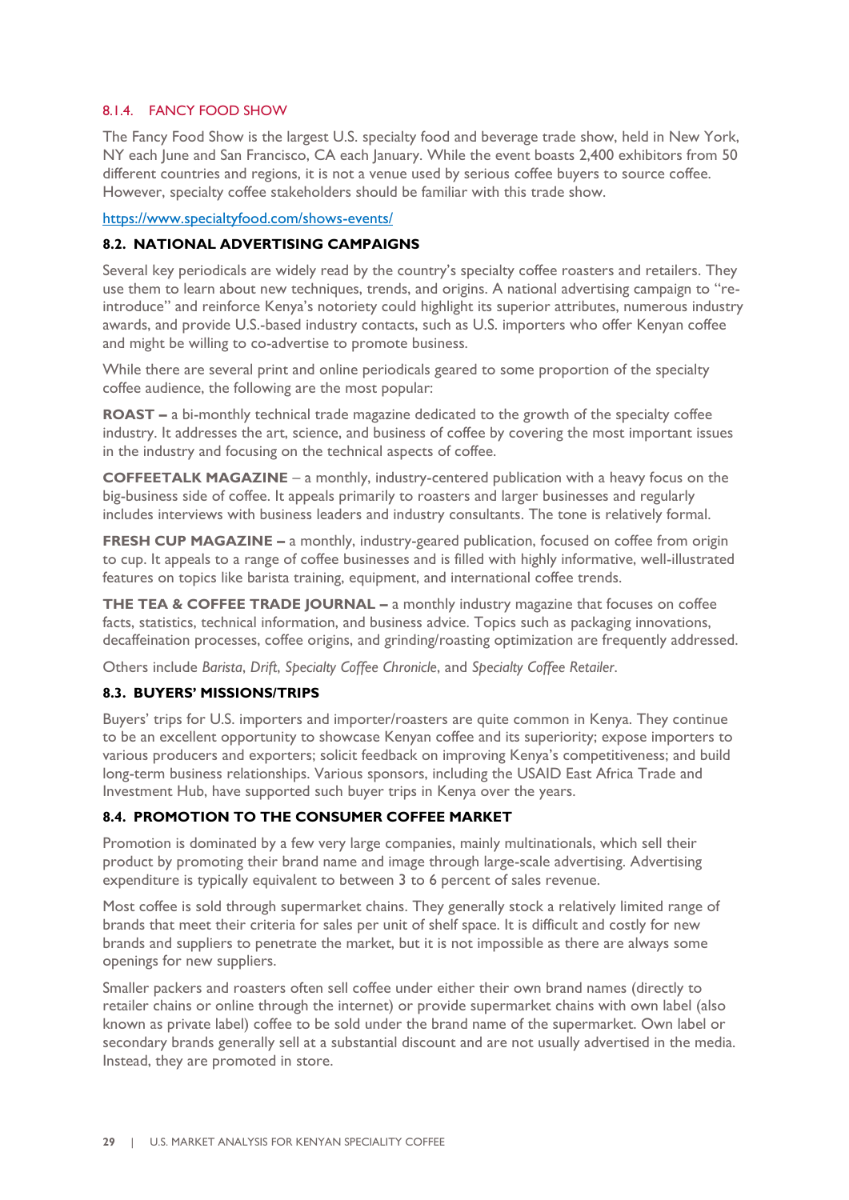#### 8.1.4. FANCY FOOD SHOW

The Fancy Food Show is the largest U.S. specialty food and beverage trade show, held in New York, NY each June and San Francisco, CA each January. While the event boasts 2,400 exhibitors from 50 different countries and regions, it is not a venue used by serious coffee buyers to source coffee. However, specialty coffee stakeholders should be familiar with this trade show.

https://www.specialtyfood.com/shows-events/

### 8.2. NATIONAL ADVERTISING CAMPAIGNS

Several key periodicals are widely read by the country's specialty coffee roasters and retailers. They use them to learn about new techniques, trends, and origins. A national advertising campaign to "re-introduce" and reinforce Kenya's notoriety could highlight its superior attributes, numerous industry awards, and provide U.S.-based industry contacts, such as U.S. importers who offer Kenyan coffee and might be willing to co-advertise to promote business.

While there are several print and online periodicals geared to some proportion of the specialty coffee audience, the following are the most popular:

**ROAST –** a bi-monthly technical trade magazine dedicated to the growth of the specialty coffee industry. It addresses the art, science, and business of coffee by covering the most important issues in the industry and focusing on the technical aspects of coffee.

**COFFEETALK MAGAZINE** – a monthly, industry-centered publication with a heavy focus on the big-business side of coffee. It appeals primarily to roasters and larger businesses and regularly includes interviews with business leaders and industry consultants. The tone is relatively formal.

**FRESH CUP MAGAZINE –** a monthly, industry-geared publication, focused on coffee from origin to cup. It appeals to a range of coffee businesses and is filled with highly informative, well-illustrated features on topics like barista training, equipment, and international coffee trends.

**THE TEA & COFFEE TRADE JOURNAL –** a monthly industry magazine that focuses on coffee facts, statistics, technical information, and business advice. Topics such as packaging innovations, decaffeination processes, coffee origins, and grinding/roasting optimization are frequently addressed.

Others include *Barista*, *Drift*, *Specialty Coffee Chronicle*, and *Specialty Coffee Retailer*.

### 8.3. BUYERS' MISSIONS/TRIPS

Buyers' trips for U.S. importers and importer/roasters are quite common in Kenya. They continue to be an excellent opportunity to showcase Kenyan coffee and its superiority; expose importers to various producers and exporters; solicit feedback on improving Kenya's competitiveness; and build long-term business relationships. Various sponsors, including the USAID East Africa Trade and Investment Hub, have supported such buyer trips in Kenya over the years.

### 8.4. PROMOTION TO THE CONSUMER COFFEE MARKET

Promotion is dominated by a few very large companies, mainly multinationals, which sell their product by promoting their brand name and image through large-scale advertising. Advertising expenditure is typically equivalent to between 3 to 6 percent of sales revenue.

Most coffee is sold through supermarket chains. They generally stock a relatively limited range of brands that meet their criteria for sales per unit of shelf space. It is difficult and costly for new brands and suppliers to penetrate the market, but it is not impossible as there are always some openings for new suppliers.

Smaller packers and roasters often sell coffee under either their own brand names (directly to retailer chains or online through the internet) or provide supermarket chains with own label (also known as private label) coffee to be sold under the brand name of the supermarket. Own label or secondary brands generally sell at a substantial discount and are not usually advertised in the media. Instead, they are promoted in store.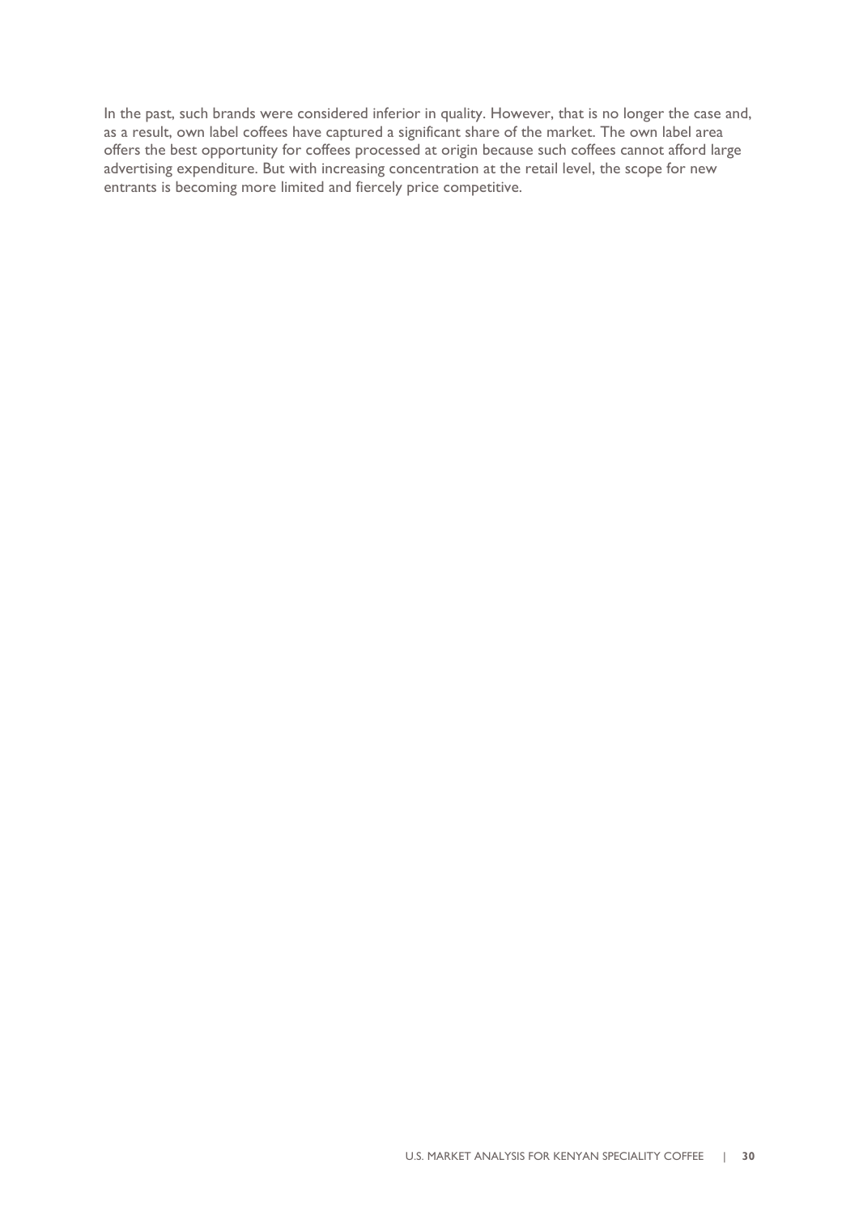In the past, such brands were considered inferior in quality. However, that is no longer the case and, as a result, own label coffees have captured a significant share of the market. The own label area offers the best opportunity for coffees processed at origin because such coffees cannot afford large advertising expenditure. But with increasing concentration at the retail level, the scope for new entrants is becoming more limited and fiercely price competitive.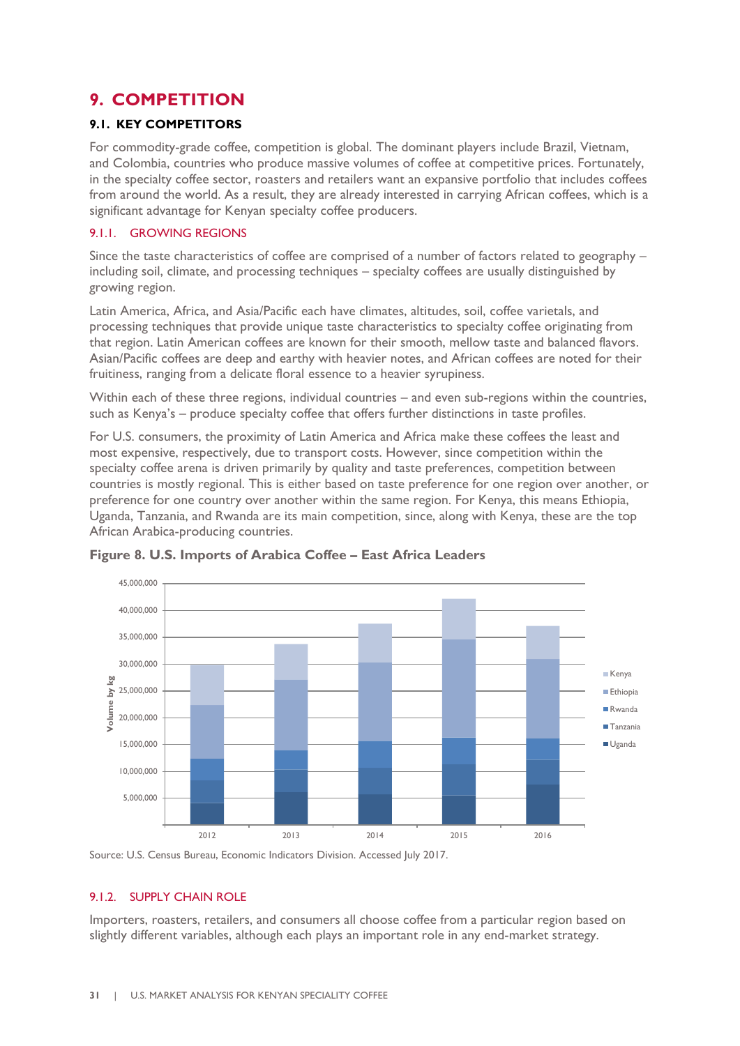# 9. COMPETITION

## 9.1. KEY COMPETITORS

For commodity-grade coffee, competition is global. The dominant players include Brazil, Vietnam, and Colombia, countries who produce massive volumes of coffee at competitive prices. Fortunately, in the specialty coffee sector, roasters and retailers want an expansive portfolio that includes coffees from around the world. As a result, they are already interested in carrying African coffees, which is a significant advantage for Kenyan specialty coffee producers.

### 9.1.1. GROWING REGIONS

Since the taste characteristics of coffee are comprised of a number of factors related to geography – including soil, climate, and processing techniques – specialty coffees are usually distinguished by growing region.

Latin America, Africa, and Asia/Pacific each have climates, altitudes, soil, coffee varietals, and processing techniques that provide unique taste characteristics to specialty coffee originating from that region. Latin American coffees are known for their smooth, mellow taste and balanced flavors. Asian/Pacific coffees are deep and earthy with heavier notes, and African coffees are noted for their fruitiness, ranging from a delicate floral essence to a heavier syrupiness.

Within each of these three regions, individual countries – and even sub-regions within the countries, such as Kenya's – produce specialty coffee that offers further distinctions in taste profiles.

For U.S. consumers, the proximity of Latin America and Africa make these coffees the least and most expensive, respectively, due to transport costs. However, since competition within the specialty coffee arena is driven primarily by quality and taste preferences, competition between countries is mostly regional. This is either based on taste preference for one region over another, or preference for one country over another within the same region. For Kenya, this means Ethiopia, Uganda, Tanzania, and Rwanda are its main competition, since, along with Kenya, these are the top African Arabica-producing countries.

**Figure 8. U.S. Imports of Arabica Coffee – East Africa Leaders**

Source: U.S. Census Bureau, Economic Indicators Division. Accessed July 2017.

### 9.1.2. SUPPLY CHAIN ROLE

Importers, roasters, retailers, and consumers all choose coffee from a particular region based on slightly different variables, although each plays an important role in any end-market strategy.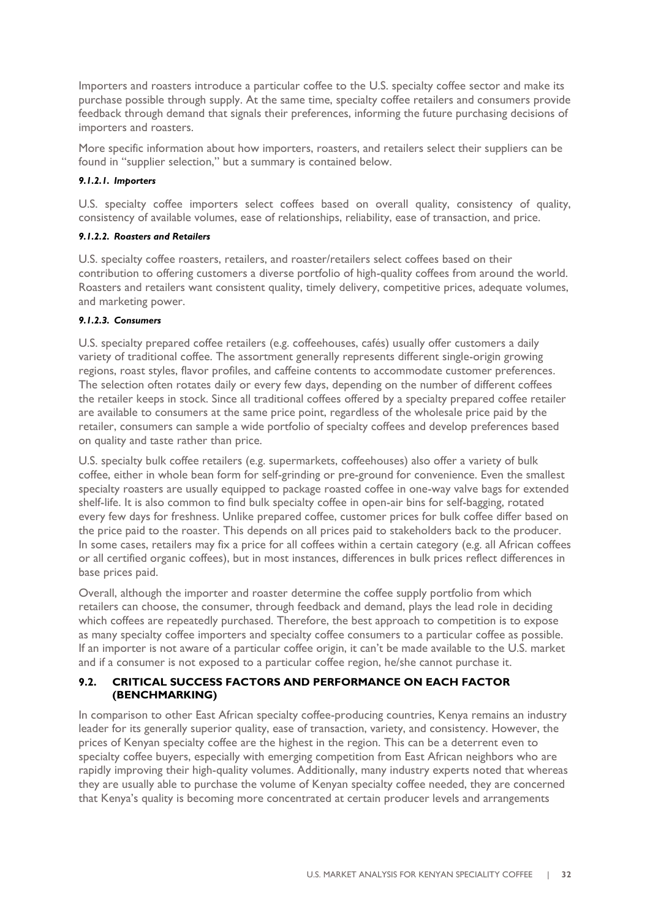Importers and roasters introduce a particular coffee to the U.S. specialty coffee sector and make its purchase possible through supply. At the same time, specialty coffee retailers and consumers provide feedback through demand that signals their preferences, informing the future purchasing decisions of importers and roasters.

More specific information about how importers, roasters, and retailers select their suppliers can be found in "supplier selection," but a summary is contained below.

#### *9.1.2.1. Importers*

U.S. specialty coffee importers select coffees based on overall quality, consistency of quality, consistency of available volumes, ease of relationships, reliability, ease of transaction, and price.

#### *9.1.2.2. Roasters and Retailers*

U.S. specialty coffee roasters, retailers, and roaster/retailers select coffees based on their contribution to offering customers a diverse portfolio of high-quality coffees from around the world. Roasters and retailers want consistent quality, timely delivery, competitive prices, adequate volumes, and marketing power.

#### *9.1.2.3. Consumers*

U.S. specialty prepared coffee retailers (e.g. coffeehouses, cafés) usually offer customers a daily variety of traditional coffee. The assortment generally represents different single-origin growing regions, roast styles, flavor profiles, and caffeine contents to accommodate customer preferences. The selection often rotates daily or every few days, depending on the number of different coffees the retailer keeps in stock. Since all traditional coffees offered by a specialty prepared coffee retailer are available to consumers at the same price point, regardless of the wholesale price paid by the retailer, consumers can sample a wide portfolio of specialty coffees and develop preferences based on quality and taste rather than price.

U.S. specialty bulk coffee retailers (e.g. supermarkets, coffeehouses) also offer a variety of bulk coffee, either in whole bean form for self-grinding or pre-ground for convenience. Even the smallest specialty roasters are usually equipped to package roasted coffee in one-way valve bags for extended shelf-life. It is also common to find bulk specialty coffee in open-air bins for self-bagging, rotated every few days for freshness. Unlike prepared coffee, customer prices for bulk coffee differ based on the price paid to the roaster. This depends on all prices paid to stakeholders back to the producer. In some cases, retailers may fix a price for all coffees within a certain category (e.g. all African coffees or all certified organic coffees), but in most instances, differences in bulk prices reflect differences in base prices paid.

Overall, although the importer and roaster determine the coffee supply portfolio from which retailers can choose, the consumer, through feedback and demand, plays the lead role in deciding which coffees are repeatedly purchased. Therefore, the best approach to competition is to expose as many specialty coffee importers and specialty coffee consumers to a particular coffee as possible. If an importer is not aware of a particular coffee origin, it can't be made available to the U.S. market and if a consumer is not exposed to a particular coffee region, he/she cannot purchase it.

## 9.2. CRITICAL SUCCESS FACTORS AND PERFORMANCE ON EACH FACTOR (BENCHMARKING)

In comparison to other East African specialty coffee-producing countries, Kenya remains an industry leader for its generally superior quality, ease of transaction, variety, and consistency. However, the prices of Kenyan specialty coffee are the highest in the region. This can be a deterrent even to specialty coffee buyers, especially with emerging competition from East African neighbors who are rapidly improving their high-quality volumes. Additionally, many industry experts noted that whereas they are usually able to purchase the volume of Kenyan specialty coffee needed, they are concerned that Kenya's quality is becoming more concentrated at certain producer levels and arrangements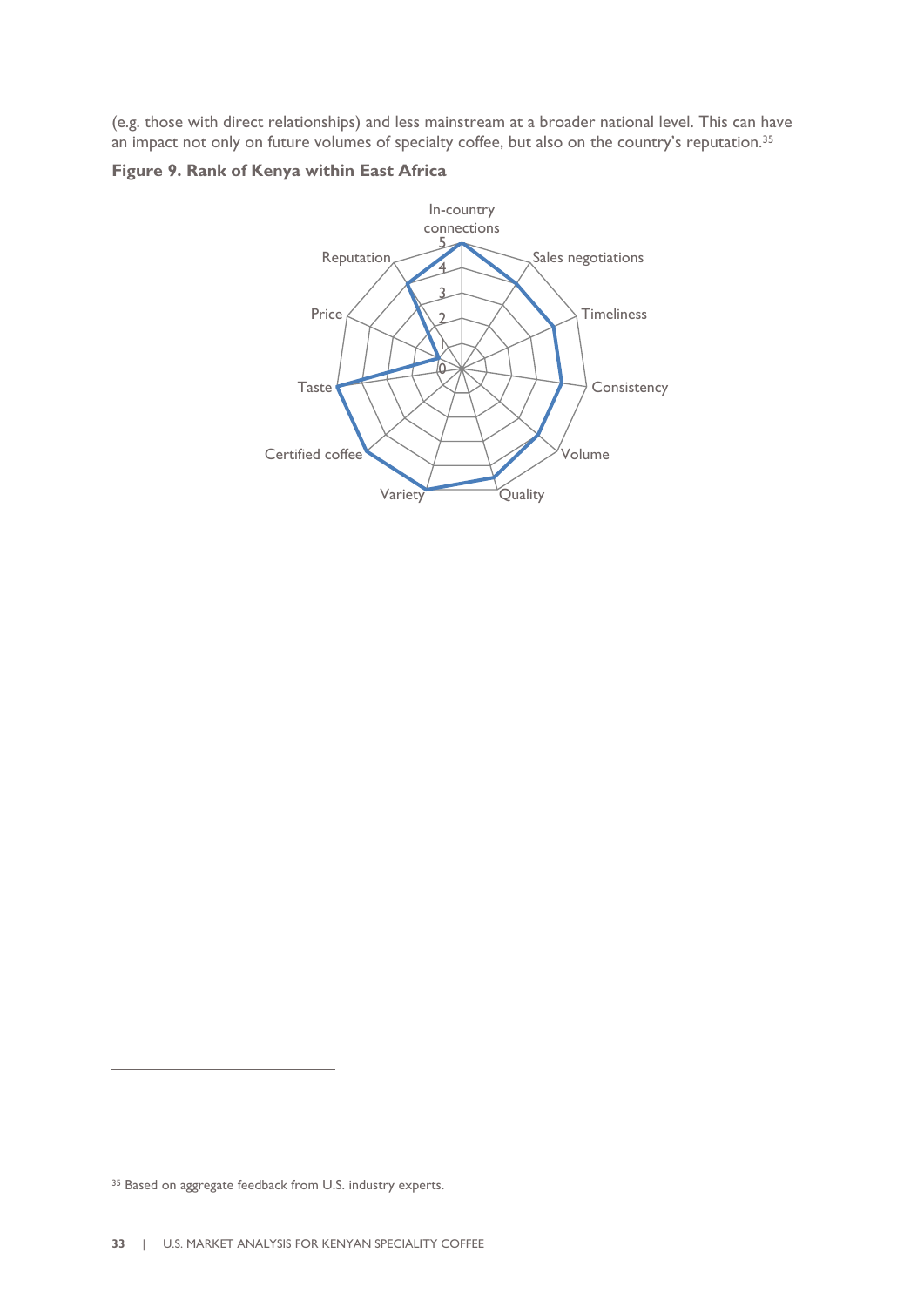(e.g. those with direct relationships) and less mainstream at a broader national level. This can have an impact not only on future volumes of specialty coffee, but also on the country's reputation.[35]

**Figure 9. Rank of Kenya within East Africa**

In-country connections
Sales negotiations
Timeliness
Consistency
Volume
Quality
Variety
Certified coffee
Taste
Price
Reputation

5
4
3
2
1
0

[35] Based on aggregate feedback from U.S. industry experts.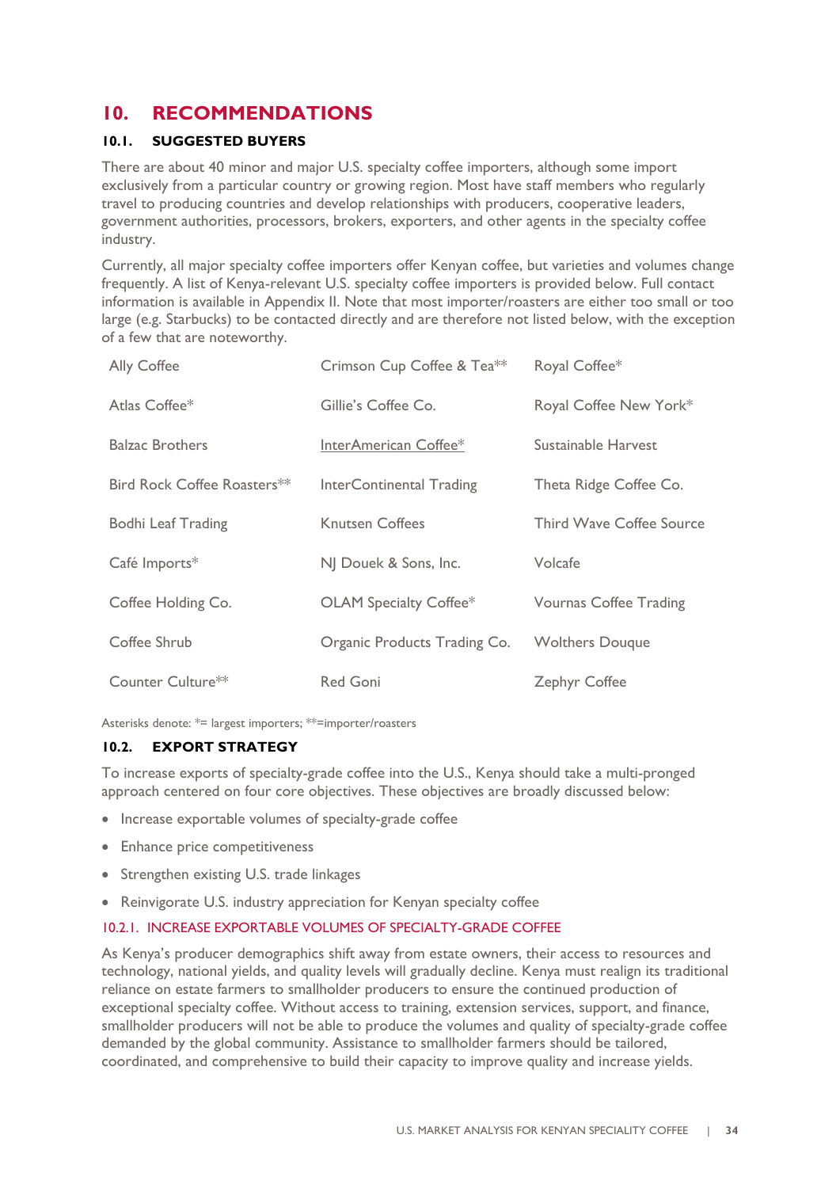# 10. RECOMMENDATIONS

## 10.1. SUGGESTED BUYERS

There are about 40 minor and major U.S. specialty coffee importers, although some import exclusively from a particular country or growing region. Most have staff members who regularly travel to producing countries and develop relationships with producers, cooperative leaders, government authorities, processors, brokers, exporters, and other agents in the specialty coffee industry.

Currently, all major specialty coffee importers offer Kenyan coffee, but varieties and volumes change frequently. A list of Kenya-relevant U.S. specialty coffee importers is provided below. Full contact information is available in Appendix II. Note that most importer/roasters are either too small or too large (e.g. Starbucks) to be contacted directly and are therefore not listed below, with the exception of a few that are noteworthy.

| | | |
|---|---|---|
| Ally Coffee | Crimson Cup Coffee & Tea** | Royal Coffee* |
| Atlas Coffee* | Gillie's Coffee Co. | Royal Coffee New York* |
| Balzac Brothers | InterAmerican Coffee* | Sustainable Harvest |
| Bird Rock Coffee Roasters** | InterContinental Trading | Theta Ridge Coffee Co. |
| Bodhi Leaf Trading | Knutsen Coffees | Third Wave Coffee Source |
| Café Imports* | NJ Douek & Sons, Inc. | Volcafe |
| Coffee Holding Co. | OLAM Specialty Coffee* | Vournas Coffee Trading |
| Coffee Shrub | Organic Products Trading Co. | Wolthers Douque |
| Counter Culture** | Red Goni | Zephyr Coffee |

Asterisks denote: *= largest importers; **=importer/roasters

## 10.2. EXPORT STRATEGY

To increase exports of specialty-grade coffee into the U.S., Kenya should take a multi-pronged approach centered on four core objectives. These objectives are broadly discussed below:

- Increase exportable volumes of specialty-grade coffee
- Enhance price competitiveness
- Strengthen existing U.S. trade linkages
- Reinvigorate U.S. industry appreciation for Kenyan specialty coffee

### 10.2.1. INCREASE EXPORTABLE VOLUMES OF SPECIALTY-GRADE COFFEE

As Kenya's producer demographics shift away from estate owners, their access to resources and technology, national yields, and quality levels will gradually decline. Kenya must realign its traditional reliance on estate farmers to smallholder producers to ensure the continued production of exceptional specialty coffee. Without access to training, extension services, support, and finance, smallholder producers will not be able to produce the volumes and quality of specialty-grade coffee demanded by the global community. Assistance to smallholder farmers should be tailored, coordinated, and comprehensive to build their capacity to improve quality and increase yields.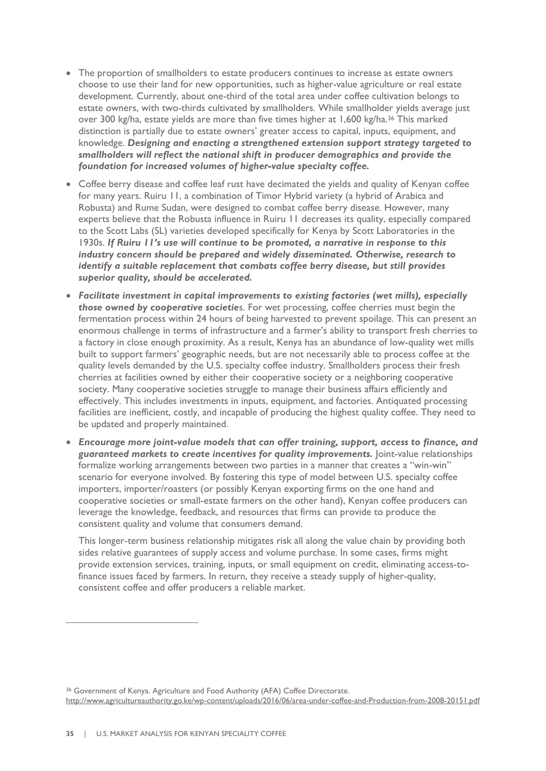- The proportion of smallholders to estate producers continues to increase as estate owners choose to use their land for new opportunities, such as higher-value agriculture or real estate development. Currently, about one-third of the total area under coffee cultivation belongs to estate owners, with two-thirds cultivated by smallholders. While smallholder yields average just over 300 kg/ha, estate yields are more than five times higher at 1,600 kg/ha.[36] This marked distinction is partially due to estate owners' greater access to capital, inputs, equipment, and knowledge. ***Designing and enacting a strengthened extension support strategy targeted to smallholders will reflect the national shift in producer demographics and provide the foundation for increased volumes of higher-value specialty coffee.***
- Coffee berry disease and coffee leaf rust have decimated the yields and quality of Kenyan coffee for many years. Ruiru 11, a combination of Timor Hybrid variety (a hybrid of Arabica and Robusta) and Rume Sudan, were designed to combat coffee berry disease. However, many experts believe that the Robusta influence in Ruiru 11 decreases its quality, especially compared to the Scott Labs (SL) varieties developed specifically for Kenya by Scott Laboratories in the 1930s. ***If Ruiru 11's use will continue to be promoted, a narrative in response to this industry concern should be prepared and widely disseminated. Otherwise, research to identify a suitable replacement that combats coffee berry disease, but still provides superior quality, should be accelerated.***
- ***Facilitate investment in capital improvements to existing factories (wet mills), especially those owned by cooperative societies***. For wet processing, coffee cherries must begin the fermentation process within 24 hours of being harvested to prevent spoilage. This can present an enormous challenge in terms of infrastructure and a farmer's ability to transport fresh cherries to a factory in close enough proximity. As a result, Kenya has an abundance of low-quality wet mills built to support farmers' geographic needs, but are not necessarily able to process coffee at the quality levels demanded by the U.S. specialty coffee industry. Smallholders process their fresh cherries at facilities owned by either their cooperative society or a neighboring cooperative society. Many cooperative societies struggle to manage their business affairs efficiently and effectively. This includes investments in inputs, equipment, and factories. Antiquated processing facilities are inefficient, costly, and incapable of producing the highest quality coffee. They need to be updated and properly maintained.
- ***Encourage more joint-value models that can offer training, support, access to finance, and guaranteed markets to create incentives for quality improvements.*** Joint-value relationships formalize working arrangements between two parties in a manner that creates a "win-win" scenario for everyone involved. By fostering this type of model between U.S. specialty coffee importers, importer/roasters (or possibly Kenyan exporting firms on the one hand and cooperative societies or small-estate farmers on the other hand), Kenyan coffee producers can leverage the knowledge, feedback, and resources that firms can provide to produce the consistent quality and volume that consumers demand.

  This longer-term business relationship mitigates risk all along the value chain by providing both sides relative guarantees of supply access and volume purchase. In some cases, firms might provide extension services, training, inputs, or small equipment on credit, eliminating access-to-finance issues faced by farmers. In return, they receive a steady supply of higher-quality, consistent coffee and offer producers a reliable market.

---

[36] Government of Kenya. Agriculture and Food Authority (AFA) Coffee Directorate. http://www.agricultureauthority.go.ke/wp-content/uploads/2016/06/area-under-coffee-and-Production-from-2008-20151.pdf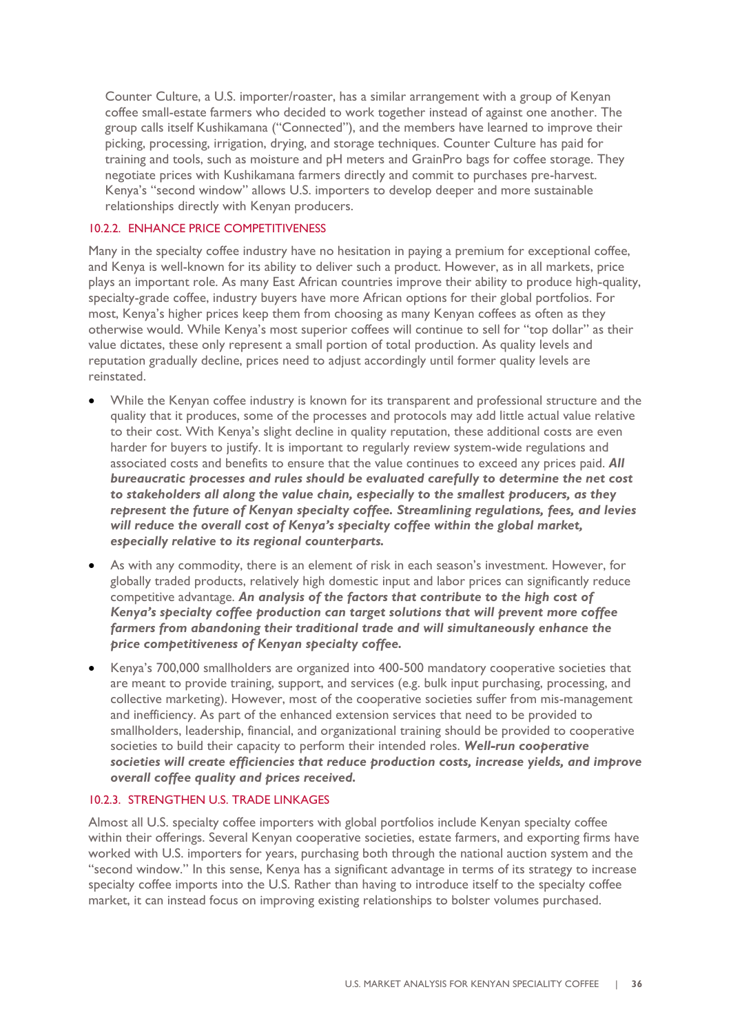Counter Culture, a U.S. importer/roaster, has a similar arrangement with a group of Kenyan coffee small-estate farmers who decided to work together instead of against one another. The group calls itself Kushikamana ("Connected"), and the members have learned to improve their picking, processing, irrigation, drying, and storage techniques. Counter Culture has paid for training and tools, such as moisture and pH meters and GrainPro bags for coffee storage. They negotiate prices with Kushikamana farmers directly and commit to purchases pre-harvest. Kenya's "second window" allows U.S. importers to develop deeper and more sustainable relationships directly with Kenyan producers.

#### 10.2.2. ENHANCE PRICE COMPETITIVENESS

Many in the specialty coffee industry have no hesitation in paying a premium for exceptional coffee, and Kenya is well-known for its ability to deliver such a product. However, as in all markets, price plays an important role. As many East African countries improve their ability to produce high-quality, specialty-grade coffee, industry buyers have more African options for their global portfolios. For most, Kenya's higher prices keep them from choosing as many Kenyan coffees as often as they otherwise would. While Kenya's most superior coffees will continue to sell for "top dollar" as their value dictates, these only represent a small portion of total production. As quality levels and reputation gradually decline, prices need to adjust accordingly until former quality levels are reinstated.

- While the Kenyan coffee industry is known for its transparent and professional structure and the quality that it produces, some of the processes and protocols may add little actual value relative to their cost. With Kenya's slight decline in quality reputation, these additional costs are even harder for buyers to justify. It is important to regularly review system-wide regulations and associated costs and benefits to ensure that the value continues to exceed any prices paid. ***All bureaucratic processes and rules should be evaluated carefully to determine the net cost to stakeholders all along the value chain, especially to the smallest producers, as they represent the future of Kenyan specialty coffee. Streamlining regulations, fees, and levies will reduce the overall cost of Kenya's specialty coffee within the global market, especially relative to its regional counterparts.***
- As with any commodity, there is an element of risk in each season's investment. However, for globally traded products, relatively high domestic input and labor prices can significantly reduce competitive advantage. ***An analysis of the factors that contribute to the high cost of Kenya's specialty coffee production can target solutions that will prevent more coffee farmers from abandoning their traditional trade and will simultaneously enhance the price competitiveness of Kenyan specialty coffee.***
- Kenya's 700,000 smallholders are organized into 400-500 mandatory cooperative societies that are meant to provide training, support, and services (e.g. bulk input purchasing, processing, and collective marketing). However, most of the cooperative societies suffer from mis-management and inefficiency. As part of the enhanced extension services that need to be provided to smallholders, leadership, financial, and organizational training should be provided to cooperative societies to build their capacity to perform their intended roles. ***Well-run cooperative societies will create efficiencies that reduce production costs, increase yields, and improve overall coffee quality and prices received.***

#### 10.2.3. STRENGTHEN U.S. TRADE LINKAGES

Almost all U.S. specialty coffee importers with global portfolios include Kenyan specialty coffee within their offerings. Several Kenyan cooperative societies, estate farmers, and exporting firms have worked with U.S. importers for years, purchasing both through the national auction system and the "second window." In this sense, Kenya has a significant advantage in terms of its strategy to increase specialty coffee imports into the U.S. Rather than having to introduce itself to the specialty coffee market, it can instead focus on improving existing relationships to bolster volumes purchased.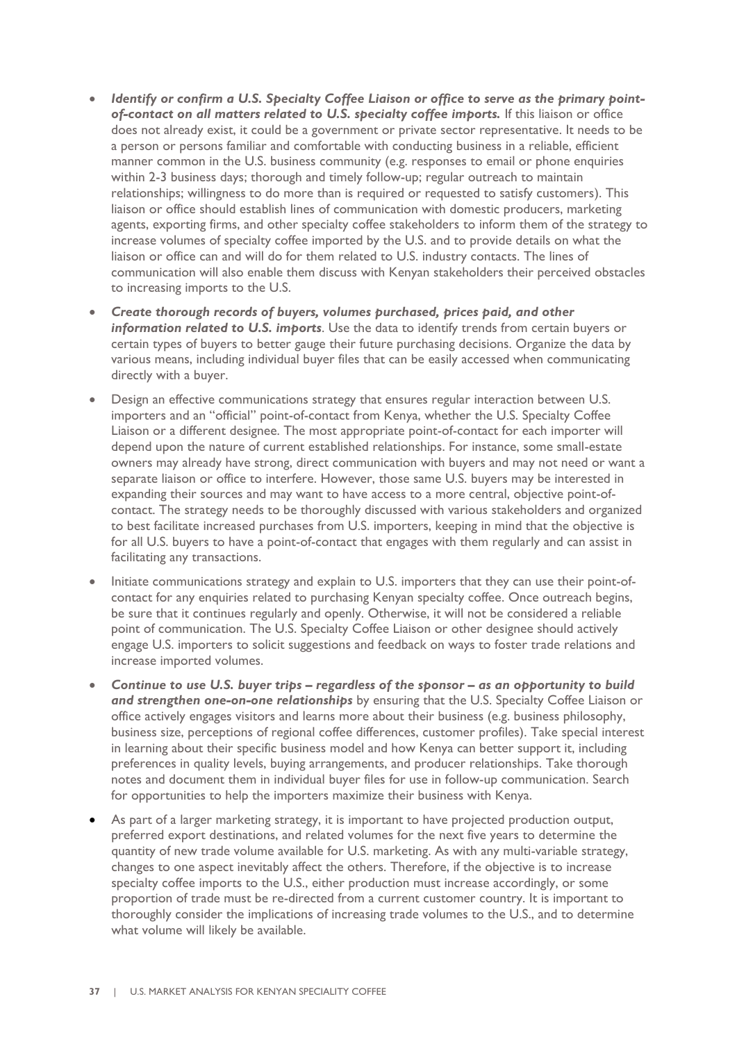- ***Identify or confirm a U.S. Specialty Coffee Liaison or office to serve as the primary point-of-contact on all matters related to U.S. specialty coffee imports.*** If this liaison or office does not already exist, it could be a government or private sector representative. It needs to be a person or persons familiar and comfortable with conducting business in a reliable, efficient manner common in the U.S. business community (e.g. responses to email or phone enquiries within 2-3 business days; thorough and timely follow-up; regular outreach to maintain relationships; willingness to do more than is required or requested to satisfy customers). This liaison or office should establish lines of communication with domestic producers, marketing agents, exporting firms, and other specialty coffee stakeholders to inform them of the strategy to increase volumes of specialty coffee imported by the U.S. and to provide details on what the liaison or office can and will do for them related to U.S. industry contacts. The lines of communication will also enable them discuss with Kenyan stakeholders their perceived obstacles to increasing imports to the U.S.
- ***Create thorough records of buyers, volumes purchased, prices paid, and other information related to U.S. imports***. Use the data to identify trends from certain buyers or certain types of buyers to better gauge their future purchasing decisions. Organize the data by various means, including individual buyer files that can be easily accessed when communicating directly with a buyer.
- Design an effective communications strategy that ensures regular interaction between U.S. importers and an "official" point-of-contact from Kenya, whether the U.S. Specialty Coffee Liaison or a different designee. The most appropriate point-of-contact for each importer will depend upon the nature of current established relationships. For instance, some small-estate owners may already have strong, direct communication with buyers and may not need or want a separate liaison or office to interfere. However, those same U.S. buyers may be interested in expanding their sources and may want to have access to a more central, objective point-of-contact. The strategy needs to be thoroughly discussed with various stakeholders and organized to best facilitate increased purchases from U.S. importers, keeping in mind that the objective is for all U.S. buyers to have a point-of-contact that engages with them regularly and can assist in facilitating any transactions.
- Initiate communications strategy and explain to U.S. importers that they can use their point-of-contact for any enquiries related to purchasing Kenyan specialty coffee. Once outreach begins, be sure that it continues regularly and openly. Otherwise, it will not be considered a reliable point of communication. The U.S. Specialty Coffee Liaison or other designee should actively engage U.S. importers to solicit suggestions and feedback on ways to foster trade relations and increase imported volumes.
- ***Continue to use U.S. buyer trips – regardless of the sponsor – as an opportunity to build and strengthen one-on-one relationships*** by ensuring that the U.S. Specialty Coffee Liaison or office actively engages visitors and learns more about their business (e.g. business philosophy, business size, perceptions of regional coffee differences, customer profiles). Take special interest in learning about their specific business model and how Kenya can better support it, including preferences in quality levels, buying arrangements, and producer relationships. Take thorough notes and document them in individual buyer files for use in follow-up communication. Search for opportunities to help the importers maximize their business with Kenya.
- As part of a larger marketing strategy, it is important to have projected production output, preferred export destinations, and related volumes for the next five years to determine the quantity of new trade volume available for U.S. marketing. As with any multi-variable strategy, changes to one aspect inevitably affect the others. Therefore, if the objective is to increase specialty coffee imports to the U.S., either production must increase accordingly, or some proportion of trade must be re-directed from a current customer country. It is important to thoroughly consider the implications of increasing trade volumes to the U.S., and to determine what volume will likely be available.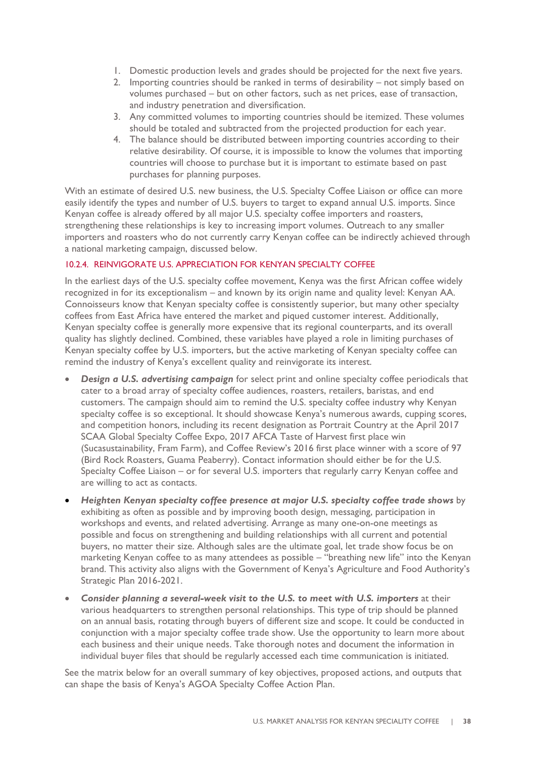1. Domestic production levels and grades should be projected for the next five years.
2. Importing countries should be ranked in terms of desirability – not simply based on volumes purchased – but on other factors, such as net prices, ease of transaction, and industry penetration and diversification.
3. Any committed volumes to importing countries should be itemized. These volumes should be totaled and subtracted from the projected production for each year.
4. The balance should be distributed between importing countries according to their relative desirability. Of course, it is impossible to know the volumes that importing countries will choose to purchase but it is important to estimate based on past purchases for planning purposes.

With an estimate of desired U.S. new business, the U.S. Specialty Coffee Liaison or office can more easily identify the types and number of U.S. buyers to target to expand annual U.S. imports. Since Kenyan coffee is already offered by all major U.S. specialty coffee importers and roasters, strengthening these relationships is key to increasing import volumes. Outreach to any smaller importers and roasters who do not currently carry Kenyan coffee can be indirectly achieved through a national marketing campaign, discussed below.

#### 10.2.4. REINVIGORATE U.S. APPRECIATION FOR KENYAN SPECIALTY COFFEE

In the earliest days of the U.S. specialty coffee movement, Kenya was the first African coffee widely recognized in for its exceptionalism – and known by its origin name and quality level: Kenyan AA. Connoisseurs know that Kenyan specialty coffee is consistently superior, but many other specialty coffees from East Africa have entered the market and piqued customer interest. Additionally, Kenyan specialty coffee is generally more expensive that its regional counterparts, and its overall quality has slightly declined. Combined, these variables have played a role in limiting purchases of Kenyan specialty coffee by U.S. importers, but the active marketing of Kenyan specialty coffee can remind the industry of Kenya's excellent quality and reinvigorate its interest.

- ***Design a U.S. advertising campaign*** for select print and online specialty coffee periodicals that cater to a broad array of specialty coffee audiences, roasters, retailers, baristas, and end customers. The campaign should aim to remind the U.S. specialty coffee industry why Kenyan specialty coffee is so exceptional. It should showcase Kenya's numerous awards, cupping scores, and competition honors, including its recent designation as Portrait Country at the April 2017 SCAA Global Specialty Coffee Expo, 2017 AFCA Taste of Harvest first place win (Sucasustainability, Fram Farm), and Coffee Review's 2016 first place winner with a score of 97 (Bird Rock Roasters, Guama Peaberry). Contact information should either be for the U.S. Specialty Coffee Liaison – or for several U.S. importers that regularly carry Kenyan coffee and are willing to act as contacts.
- ***Heighten Kenyan specialty coffee presence at major U.S. specialty coffee trade shows*** by exhibiting as often as possible and by improving booth design, messaging, participation in workshops and events, and related advertising. Arrange as many one-on-one meetings as possible and focus on strengthening and building relationships with all current and potential buyers, no matter their size. Although sales are the ultimate goal, let trade show focus be on marketing Kenyan coffee to as many attendees as possible – "breathing new life" into the Kenyan brand. This activity also aligns with the Government of Kenya's Agriculture and Food Authority's Strategic Plan 2016-2021.
- ***Consider planning a several-week visit to the U.S. to meet with U.S. importers*** at their various headquarters to strengthen personal relationships. This type of trip should be planned on an annual basis, rotating through buyers of different size and scope. It could be conducted in conjunction with a major specialty coffee trade show. Use the opportunity to learn more about each business and their unique needs. Take thorough notes and document the information in individual buyer files that should be regularly accessed each time communication is initiated.

See the matrix below for an overall summary of key objectives, proposed actions, and outputs that can shape the basis of Kenya's AGOA Specialty Coffee Action Plan.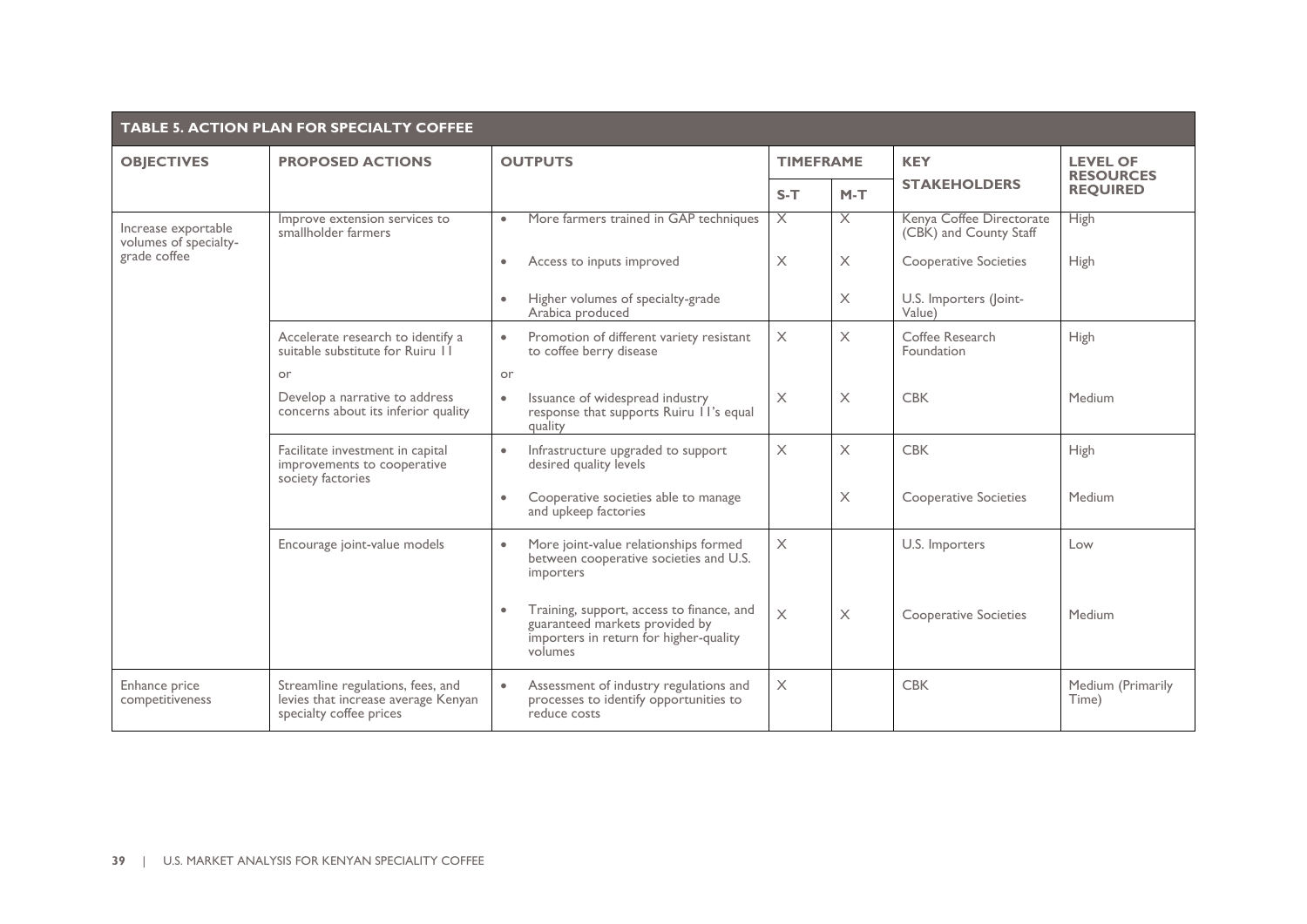**TABLE 5. ACTION PLAN FOR SPECIALTY COFFEE**

| OBJECTIVES | PROPOSED ACTIONS | OUTPUTS | TIMEFRAME | | KEY STAKEHOLDERS | LEVEL OF RESOURCES REQUIRED |
|---|---|---|---|---|---|---|
| | | | S-T | M-T | | |
| Increase exportable volumes of specialty-grade coffee | Improve extension services to smallholder farmers | • More farmers trained in GAP techniques | X | X | Kenya Coffee Directorate (CBK) and County Staff | High |
| | | • Access to inputs improved | X | X | Cooperative Societies | High |
| | | • Higher volumes of specialty-grade Arabica produced | | X | U.S. Importers (Joint-Value) | |
| | Accelerate research to identify a suitable substitute for Ruiru 11 | • Promotion of different variety resistant to coffee berry disease | X | X | Coffee Research Foundation | High |
| | or | or | | | | |
| | Develop a narrative to address concerns about its inferior quality | • Issuance of widespread industry response that supports Ruiru 11's equal quality | X | X | CBK | Medium |
| | Facilitate investment in capital improvements to cooperative society factories | • Infrastructure upgraded to support desired quality levels | X | X | CBK | High |
| | | • Cooperative societies able to manage and upkeep factories | | X | Cooperative Societies | Medium |
| | Encourage joint-value models | • More joint-value relationships formed between cooperative societies and U.S. importers | X | | U.S. Importers | Low |
| | | • Training, support, access to finance, and guaranteed markets provided by importers in return for higher-quality volumes | X | X | Cooperative Societies | Medium |
| Enhance price competitiveness | Streamline regulations, fees, and levies that increase average Kenyan specialty coffee prices | • Assessment of industry regulations and processes to identify opportunities to reduce costs | X | | CBK | Medium (Primarily Time) |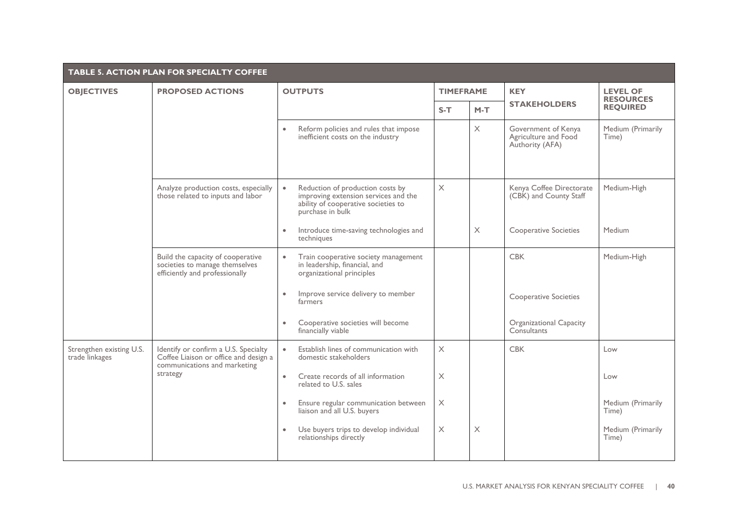**TABLE 5. ACTION PLAN FOR SPECIALTY COFFEE**

| OBJECTIVES | PROPOSED ACTIONS | OUTPUTS | TIMEFRAME | | KEY STAKEHOLDERS | LEVEL OF RESOURCES REQUIRED |
|---|---|---|---|---|---|---|
| | | | S-T | M-T | | |
| | | • Reform policies and rules that impose inefficient costs on the industry | | X | Government of Kenya Agriculture and Food Authority (AFA) | Medium (Primarily Time) |
| | Analyze production costs, especially those related to inputs and labor | • Reduction of production costs by improving extension services and the ability of cooperative societies to purchase in bulk | X | | Kenya Coffee Directorate (CBK) and County Staff | Medium-High |
| | | • Introduce time-saving technologies and techniques | | X | Cooperative Societies | Medium |
| | Build the capacity of cooperative societies to manage themselves efficiently and professionally | • Train cooperative society management in leadership, financial, and organizational principles | | | CBK | Medium-High |
| | | • Improve service delivery to member farmers | | | Cooperative Societies | |
| | | • Cooperative societies will become financially viable | | | Organizational Capacity Consultants | |
| Strengthen existing U.S. trade linkages | Identify or confirm a U.S. Specialty Coffee Liaison or office and design a communications and marketing strategy | • Establish lines of communication with domestic stakeholders | X | | CBK | Low |
| | | • Create records of all information related to U.S. sales | X | | | Low |
| | | • Ensure regular communication between liaison and all U.S. buyers | X | | | Medium (Primarily Time) |
| | | • Use buyers trips to develop individual relationships directly | X | X | | Medium (Primarily Time) |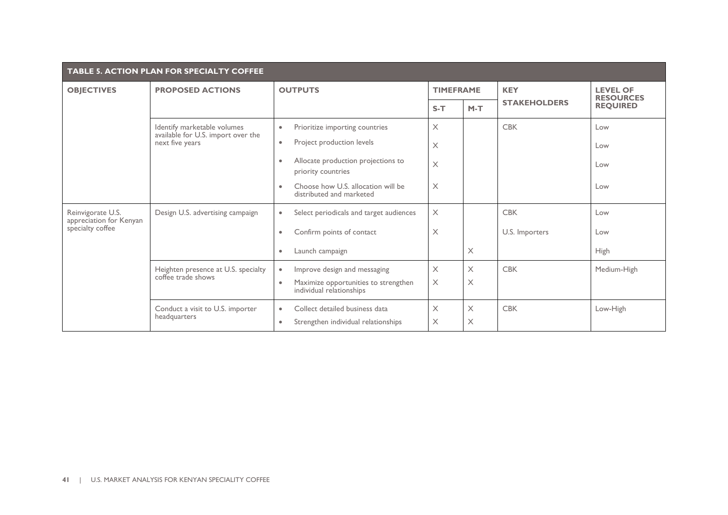**TABLE 5. ACTION PLAN FOR SPECIALTY COFFEE**

| OBJECTIVES | PROPOSED ACTIONS | OUTPUTS | TIMEFRAME | | KEY STAKEHOLDERS | LEVEL OF RESOURCES REQUIRED |
|---|---|---|---|---|---|---|
| | | | S-T | M-T | | |
| | Identify marketable volumes available for U.S. import over the next five years | • Prioritize importing countries | X | | CBK | Low |
| | | • Project production levels | X | | | Low |
| | | • Allocate production projections to priority countries | X | | | Low |
| | | • Choose how U.S. allocation will be distributed and marketed | X | | | Low |
| Reinvigorate U.S. appreciation for Kenyan specialty coffee | Design U.S. advertising campaign | • Select periodicals and target audiences | X | | CBK | Low |
| | | • Confirm points of contact | X | | U.S. Importers | Low |
| | | • Launch campaign | | X | | High |
| | Heighten presence at U.S. specialty coffee trade shows | • Improve design and messaging<br>• Maximize opportunities to strengthen individual relationships | X<br>X | X<br>X | CBK | Medium-High |
| | Conduct a visit to U.S. importer headquarters | • Collect detailed business data<br>• Strengthen individual relationships | X<br>X | X<br>X | CBK | Low-High |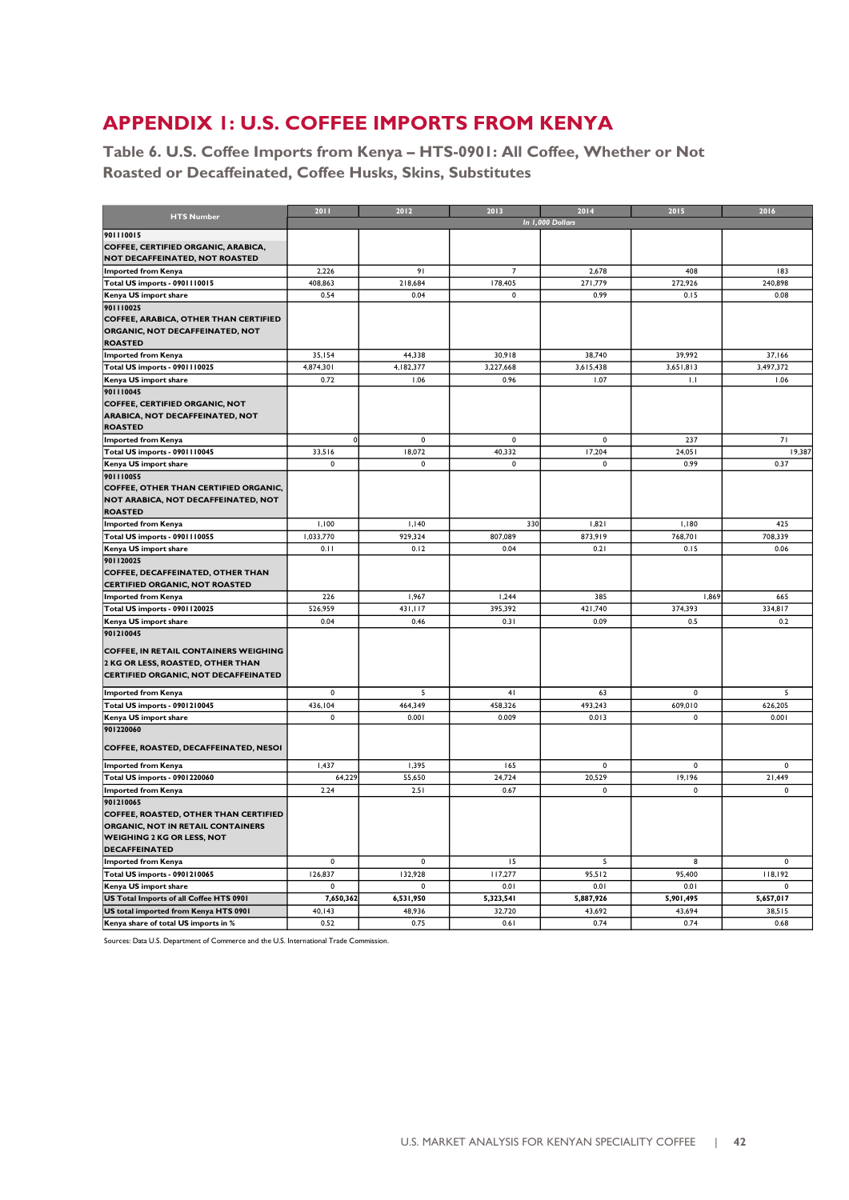# APPENDIX 1: U.S. COFFEE IMPORTS FROM KENYA

## Table 6. U.S. Coffee Imports from Kenya – HTS-0901: All Coffee, Whether or Not Roasted or Decaffeinated, Coffee Husks, Skins, Substitutes

| HTS Number | 2011 | 2012 | 2013 | 2014 | 2015 | 2016 |
|---|---|---|---|---|---|---|
| | | | *In 1,000 Dollars* | | | |
| **901110015 COFFEE, CERTIFIED ORGANIC, ARABICA, NOT DECAFFEINATED, NOT ROASTED** | | | | | | |
| **Imported from Kenya** | 2,226 | 91 | 7 | 2,678 | 408 | 183 |
| **Total US imports - 0901110015** | 408,863 | 218,684 | 178,405 | 271,779 | 272,926 | 240,898 |
| **Kenya US import share** | 0.54 | 0.04 | 0 | 0.99 | 0.15 | 0.08 |
| **901110025 COFFEE, ARABICA, OTHER THAN CERTIFIED ORGANIC, NOT DECAFFEINATED, NOT ROASTED** | | | | | | |
| **Imported from Kenya** | 35,154 | 44,338 | 30,918 | 38,740 | 39,992 | 37,166 |
| **Total US imports - 0901110025** | 4,874,301 | 4,182,377 | 3,227,668 | 3,615,438 | 3,651,813 | 3,497,372 |
| **Kenya US import share** | 0.72 | 1.06 | 0.96 | 1.07 | 1.1 | 1.06 |
| **901110045 COFFEE, CERTIFIED ORGANIC, NOT ARABICA, NOT DECAFFEINATED, NOT ROASTED** | | | | | | |
| **Imported from Kenya** | 0 | 0 | 0 | 0 | 237 | 71 |
| **Total US imports - 0901110045** | 33,516 | 18,072 | 40,332 | 17,204 | 24,051 | 19,387 |
| **Kenya US import share** | 0 | 0 | 0 | 0 | 0.99 | 0.37 |
| **901110055 COFFEE, OTHER THAN CERTIFIED ORGANIC, NOT ARABICA, NOT DECAFFEINATED, NOT ROASTED** | | | | | | |
| **Imported from Kenya** | 1,100 | 1,140 | 330 | 1,821 | 1,180 | 425 |
| **Total US imports - 0901110055** | 1,033,770 | 929,324 | 807,089 | 873,919 | 768,701 | 708,339 |
| **Kenya US import share** | 0.11 | 0.12 | 0.04 | 0.21 | 0.15 | 0.06 |
| **901120025 COFFEE, DECAFFEINATED, OTHER THAN CERTIFIED ORGANIC, NOT ROASTED** | | | | | | |
| **Imported from Kenya** | 226 | 1,967 | 1,244 | 385 | 1,869 | 665 |
| **Total US imports - 0901120025** | 526,959 | 431,117 | 395,392 | 421,740 | 374,393 | 334,817 |
| **Kenya US import share** | 0.04 | 0.46 | 0.31 | 0.09 | 0.5 | 0.2 |
| **901210045 COFFEE, IN RETAIL CONTAINERS WEIGHING 2 KG OR LESS, ROASTED, OTHER THAN CERTIFIED ORGANIC, NOT DECAFFEINATED** | | | | | | |
| **Imported from Kenya** | 0 | 5 | 41 | 63 | 0 | 5 |
| **Total US imports - 0901210045** | 436,104 | 464,349 | 458,326 | 493,243 | 609,010 | 626,205 |
| **Kenya US import share** | 0 | 0.001 | 0.009 | 0.013 | 0 | 0.001 |
| **901220060 COFFEE, ROASTED, DECAFFEINATED, NESOI** | | | | | | |
| **Imported from Kenya** | 1,437 | 1,395 | 165 | 0 | 0 | 0 |
| **Total US imports - 0901220060** | 64,229 | 55,650 | 24,724 | 20,529 | 19,196 | 21,449 |
| **Imported from Kenya** | 2.24 | 2.51 | 0.67 | 0 | 0 | 0 |
| **901210065 COFFEE, ROASTED, OTHER THAN CERTIFIED ORGANIC, NOT IN RETAIL CONTAINERS WEIGHING 2 KG OR LESS, NOT DECAFFEINATED** | | | | | | |
| **Imported from Kenya** | 0 | 0 | 15 | 5 | 8 | 0 |
| **Total US imports - 0901210065** | 126,837 | 132,928 | 117,277 | 95,512 | 95,400 | 118,192 |
| **Kenya US import share** | 0 | 0 | 0.01 | 0.01 | 0.01 | 0 |
| **US Total Imports of all Coffee HTS 0901** | **7,650,362** | **6,531,950** | **5,323,541** | **5,887,926** | **5,901,495** | **5,657,017** |
| **US total imported from Kenya HTS 0901** | 40,143 | 48,936 | 32,720 | 43,692 | 43,694 | 38,515 |
| **Kenya share of total US imports in %** | 0.52 | 0.75 | 0.61 | 0.74 | 0.74 | 0.68 |

Sources: Data U.S. Department of Commerce and the U.S. International Trade Commission.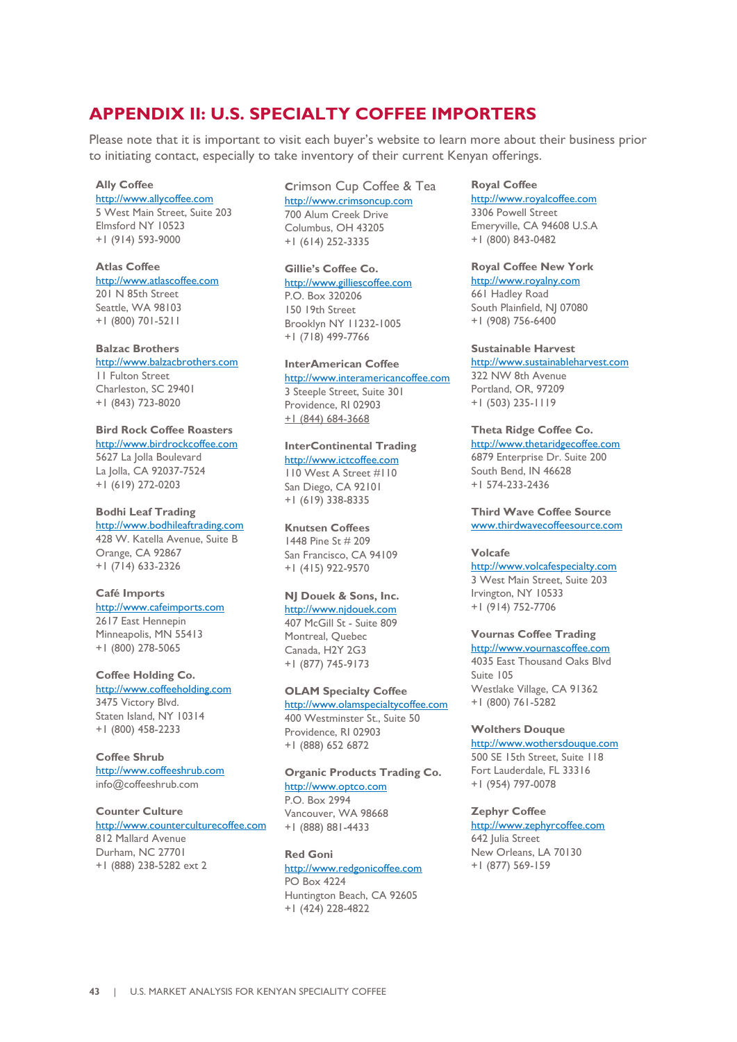## APPENDIX II: U.S. SPECIALTY COFFEE IMPORTERS

Please note that it is important to visit each buyer's website to learn more about their business prior to initiating contact, especially to take inventory of their current Kenyan offerings.

**Ally Coffee**
http://www.allycoffee.com
5 West Main Street, Suite 203
Elmsford NY 10523
+1 (914) 593-9000

**Atlas Coffee**
http://www.atlascoffee.com
201 N 85th Street
Seattle, WA 98103
+1 (800) 701-5211

**Balzac Brothers**
http://www.balzacbrothers.com
11 Fulton Street
Charleston, SC 29401
+1 (843) 723-8020

**Bird Rock Coffee Roasters**
http://www.birdrockcoffee.com
5627 La Jolla Boulevard
La Jolla, CA 92037-7524
+1 (619) 272-0203

**Bodhi Leaf Trading**
http://www.bodhileaftrading.com
428 W. Katella Avenue, Suite B
Orange, CA 92867
+1 (714) 633-2326

**Café Imports**
http://www.cafeimports.com
2617 East Hennepin
Minneapolis, MN 55413
+1 (800) 278-5065

**Coffee Holding Co.**
http://www.coffeeholding.com
3475 Victory Blvd.
Staten Island, NY 10314
+1 (800) 458-2233

**Coffee Shrub**
http://www.coffeeshrub.com
info@coffeeshrub.com

**Counter Culture**
http://www.counterculturecoffee.com
812 Mallard Avenue
Durham, NC 27701
+1 (888) 238-5282 ext 2

**Crimson Cup Coffee & Tea**
http://www.crimsoncup.com
700 Alum Creek Drive
Columbus, OH 43205
+1 (614) 252-3335

**Gillie's Coffee Co.**
http://www.gilliescoffee.com
P.O. Box 320206
150 19th Street
Brooklyn NY 11232-1005
+1 (718) 499-7766

**InterAmerican Coffee**
http://www.interamericancoffee.com
3 Steeple Street, Suite 301
Providence, RI 02903
+1 (844) 684-3668

**InterContinental Trading**
http://www.ictcoffee.com
110 West A Street #110
San Diego, CA 92101
+1 (619) 338-8335

**Knutsen Coffees**
1448 Pine St # 209
San Francisco, CA 94109
+1 (415) 922-9570

**NJ Douek & Sons, Inc.**
http://www.njdouek.com
407 McGill St - Suite 809
Montreal, Quebec
Canada, H2Y 2G3
+1 (877) 745-9173

**OLAM Specialty Coffee**
http://www.olamspecialtycoffee.com
400 Westminster St., Suite 50
Providence, RI 02903
+1 (888) 652 6872

**Organic Products Trading Co.**
http://www.optco.com
P.O. Box 2994
Vancouver, WA 98668
+1 (888) 881-4433

**Red Goni**
http://www.redgonicoffee.com
PO Box 4224
Huntington Beach, CA 92605
+1 (424) 228-4822

**Royal Coffee**
http://www.royalcoffee.com
3306 Powell Street
Emeryville, CA 94608 U.S.A
+1 (800) 843-0482

**Royal Coffee New York**
http://www.royalny.com
661 Hadley Road
South Plainfield, NJ 07080
+1 (908) 756-6400

**Sustainable Harvest**
http://www.sustainableharvest.com
322 NW 8th Avenue
Portland, OR, 97209
+1 (503) 235-1119

**Theta Ridge Coffee Co.**
http://www.thetaridgecoffee.com
6879 Enterprise Dr. Suite 200
South Bend, IN 46628
+1 574-233-2436

**Third Wave Coffee Source**
www.thirdwavecoffeesource.com

**Volcafe**
http://www.volcafespecialty.com
3 West Main Street, Suite 203
Irvington, NY 10533
+1 (914) 752-7706

**Vournas Coffee Trading**
http://www.vournascoffee.com
4035 East Thousand Oaks Blvd
Suite 105
Westlake Village, CA 91362
+1 (800) 761-5282

**Wolthers Douque**
http://www.wothersdouque.com
500 SE 15th Street, Suite 118
Fort Lauderdale, FL 33316
+1 (954) 797-0078

**Zephyr Coffee**
http://www.zephyrcoffee.com
642 Julia Street
New Orleans, LA 70130
+1 (877) 569-159